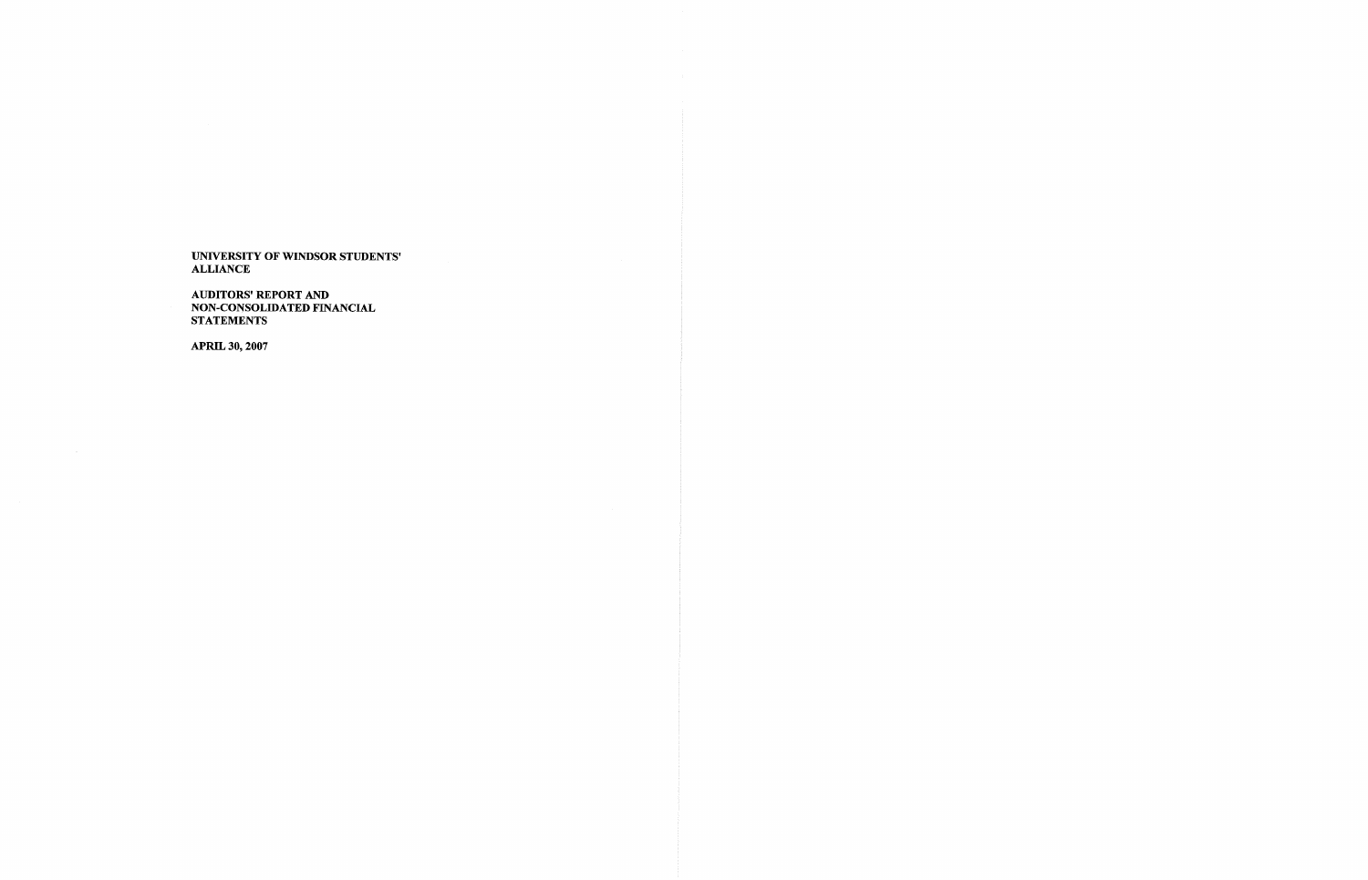**UNIVERSITY OF WINDSOR STUDENTS' ALLIANCE**

**AUDITORS' REPORT AND NON-CONSOLIDATED FINANCIAL STATEMENTS**

**APRIL 30, 2007**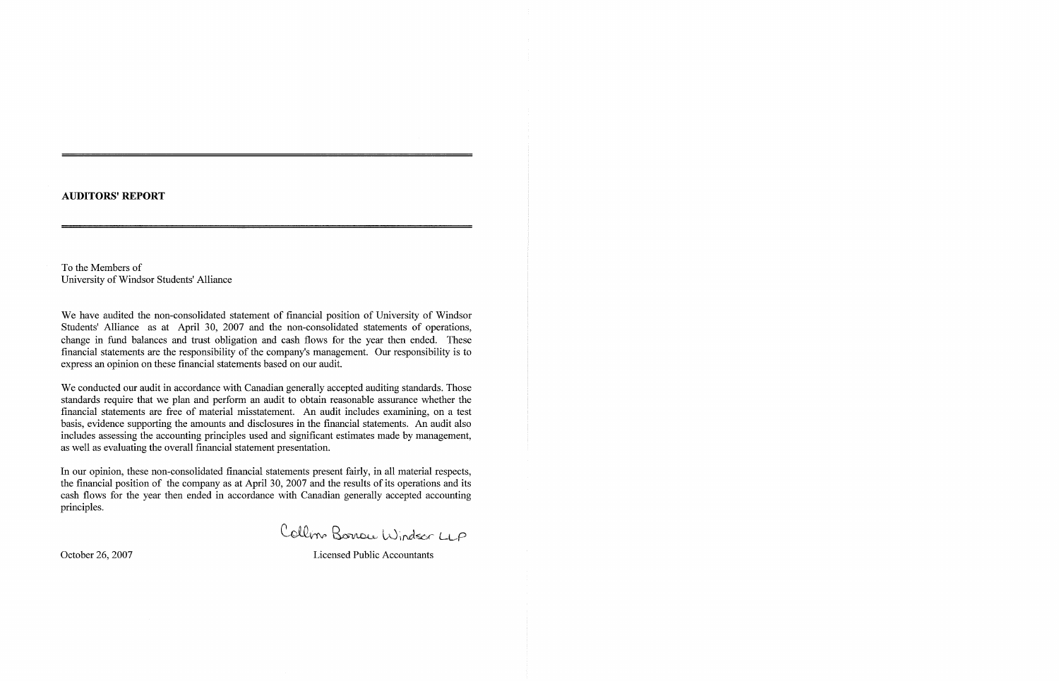## AUDITORS' REPORT

To the Members of
University of Windsor Students' Alliance

We have audited the non-consolidated statement of financial position of University of Windsor Students' Alliance as at April 30, 2007 and the non-consolidated statements of operations, change in fund balances and trust obligation and cash flows for the year then ended. These financial statements are the responsibility of the company's management. Our responsibility is to express an opinion on these financial statements based on our audit.

We conducted our audit in accordance with Canadian generally accepted auditing standards. Those standards require that we plan and perform an audit to obtain reasonable assurance whether the financial statements are free of material misstatement. An audit includes examining, on a test basis, evidence supporting the amounts and disclosures in the financial statements. An audit also includes assessing the accounting principles used and significant estimates made by management, as well as evaluating the overall financial statement presentation.

In our opinion, these non-consolidated financial statements present fairly, in all material respects, the financial position of the company as at April 30, 2007 and the results of its operations and its cash flows for the year then ended in accordance with Canadian generally accepted accounting principles.

Collins Barrow Windsor LLP

October 26, 2007

Licensed Public Accountants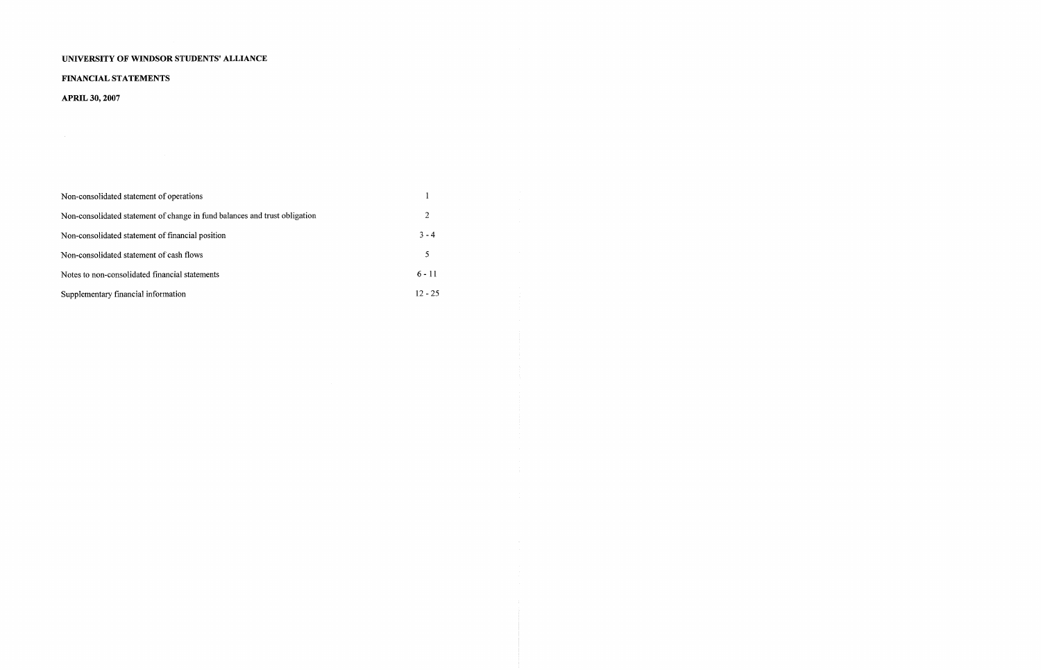**UNIVERSITY OF WINDSOR STUDENTS' ALLIANCE**

**FINANCIAL STATEMENTS**

**APRIL 30, 2007**

| | |
|---|---|
| Non-consolidated statement of operations | 1 |
| Non-consolidated statement of change in fund balances and trust obligation | 2 |
| Non-consolidated statement of financial position | 3 - 4 |
| Non-consolidated statement of cash flows | 5 |
| Notes to non-consolidated financial statements | 6 - 11 |
| Supplementary financial information | 12 - 25 |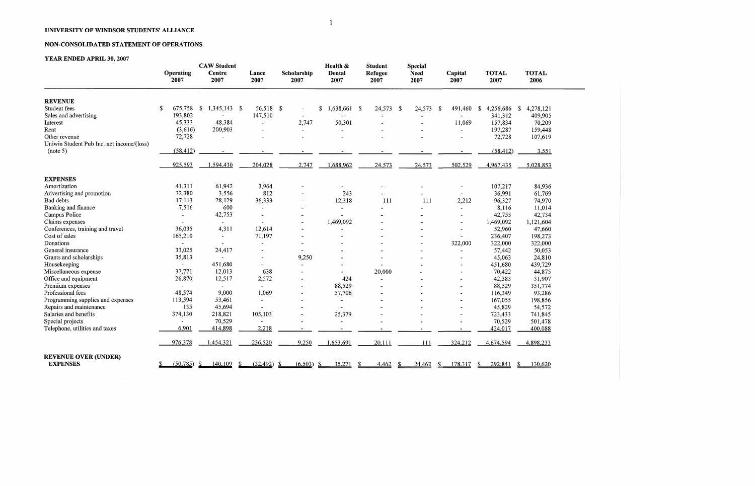**UNIVERSITY OF WINDSOR STUDENTS' ALLIANCE**

**NON-CONSOLIDATED STATEMENT OF OPERATIONS**

**YEAR ENDED APRIL 30, 2007**

| | Operating 2007 | CAW Student Centre 2007 | Lance 2007 | Scholarship 2007 | Health & Dental 2007 | Student Refugee 2007 | Special Need 2007 | Capital 2007 | TOTAL 2007 | TOTAL 2006 |
|---|---|---|---|---|---|---|---|---|---|---|
| **REVENUE** | | | | | | | | | | |
| Student fees | $ 675,758 | $ 1,345,143 | $ 56,518 | $ - | $ 1,638,661 | $ 24,573 | $ 24,573 | $ 491,460 | $ 4,256,686 | $ 4,278,121 |
| Sales and advertising | 193,802 | - | 147,510 | - | - | - | - | - | 341,312 | 409,905 |
| Interest | 45,333 | 48,384 | - | 2,747 | 50,301 | - | - | 11,069 | 157,834 | 70,209 |
| Rent | (3,616) | 200,903 | - | - | - | - | - | - | 197,287 | 159,448 |
| Other revenue | 72,728 | - | - | - | - | - | - | - | 72,728 | 107,619 |
| Uniwin Student Pub Inc. net income/(loss) (note 5) | (58,412) | - | - | - | - | - | - | - | (58,412) | 3,551 |
| | 925,593 | 1,594,430 | 204,028 | 2,747 | 1,688,962 | 24,573 | 24,573 | 502,529 | 4,967,435 | 5,028,853 |
| **EXPENSES** | | | | | | | | | | |
| Amortization | 41,311 | 61,942 | 3,964 | - | - | - | - | - | 107,217 | 84,936 |
| Advertising and promotion | 32,380 | 3,556 | 812 | - | 243 | - | - | - | 36,991 | 61,769 |
| Bad debts | 17,113 | 28,129 | 36,333 | - | 12,318 | 111 | 111 | 2,212 | 96,327 | 74,970 |
| Banking and finance | 7,516 | 600 | - | - | - | - | - | - | 8,116 | 11,014 |
| Campus Police | - | 42,753 | - | - | - | - | - | - | 42,753 | 42,734 |
| Claims expenses | - | - | - | - | 1,469,092 | - | - | - | 1,469,092 | 1,121,604 |
| Conferences, training and travel | 36,035 | 4,311 | 12,614 | - | - | - | - | - | 52,960 | 47,660 |
| Cost of sales | 165,210 | - | 71,197 | - | - | - | - | - | 236,407 | 198,273 |
| Donations | - | - | - | - | - | - | - | 322,000 | 322,000 | 322,000 |
| General insurance | 33,025 | 24,417 | - | - | - | - | - | - | 57,442 | 50,053 |
| Grants and scholarships | 35,813 | - | - | 9,250 | - | - | - | - | 45,063 | 24,810 |
| Housekeeping | - | 451,680 | - | - | - | - | - | - | 451,680 | 439,729 |
| Miscellaneous expense | 37,771 | 12,013 | 638 | - | - | 20,000 | - | - | 70,422 | 44,875 |
| Office and equipment | 26,870 | 12,517 | 2,572 | - | 424 | - | - | - | 42,383 | 31,907 |
| Premium expenses | - | - | - | - | 88,529 | - | - | - | 88,529 | 351,774 |
| Professional fees | 48,574 | 9,000 | 1,069 | - | 57,706 | - | - | - | 116,349 | 93,286 |
| Programming supplies and expenses | 113,594 | 53,461 | - | - | - | - | - | - | 167,055 | 198,856 |
| Repairs and maintenance | 135 | 45,694 | - | - | - | - | - | - | 45,829 | 54,572 |
| Salaries and benefits | 374,130 | 218,821 | 105,103 | - | 25,379 | - | - | - | 723,433 | 741,845 |
| Special projects | - | 70,529 | - | - | - | - | - | - | 70,529 | 501,478 |
| Telephone, utilities and taxes | 6,901 | 414,898 | 2,218 | - | - | - | - | - | 424,017 | 400,088 |
| | 976,378 | 1,454,321 | 236,520 | 9,250 | 1,653,691 | 20,111 | 111 | 324,212 | 4,674,594 | 4,898,233 |
| **REVENUE OVER (UNDER) EXPENSES** | $ (50,785) | $ 140,109 | $ (32,492) | $ (6,503) | $ 35,271 | $ 4,462 | $ 24,462 | $ 178,317 | $ 292,841 | $ 130,620 |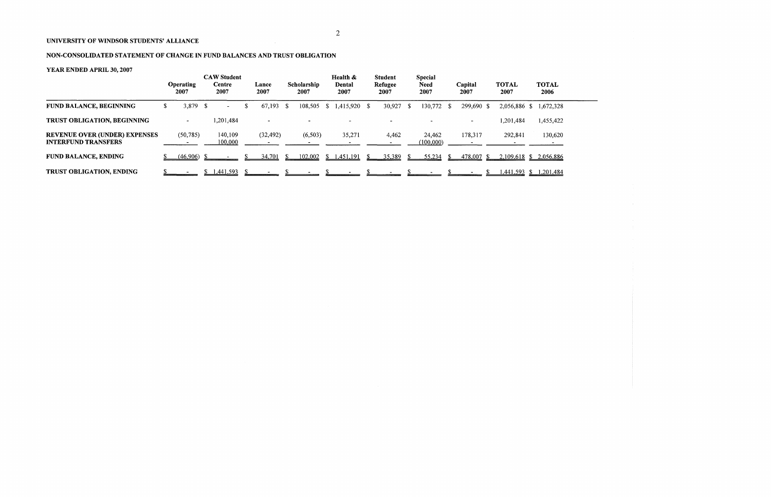**UNIVERSITY OF WINDSOR STUDENTS' ALLIANCE**

**NON-CONSOLIDATED STATEMENT OF CHANGE IN FUND BALANCES AND TRUST OBLIGATION**

**YEAR ENDED APRIL 30, 2007**

| | Operating 2007 | CAW Student Centre 2007 | Lance 2007 | Scholarship 2007 | Health & Dental 2007 | Student Refugee 2007 | Special Need 2007 | Capital 2007 | TOTAL 2007 | TOTAL 2006 |
|---|---|---|---|---|---|---|---|---|---|---|
| **FUND BALANCE, BEGINNING** | $ 3,879 | $ - | $ 67,193 | $ 108,505 | $ 1,415,920 | $ 30,927 | $ 130,772 | $ 299,690 | $ 2,056,886 | $ 1,672,328 |
| **TRUST OBLIGATION, BEGINNING** | - | 1,201,484 | - | - | - | - | - | - | 1,201,484 | 1,455,422 |
| **REVENUE OVER (UNDER) EXPENSES** | (50,785) | 140,109 | (32,492) | (6,503) | 35,271 | 4,462 | 24,462 | 178,317 | 292,841 | 130,620 |
| **INTERFUND TRANSFERS** | - | 100,000 | - | - | - | - | (100,000) | - | - | - |
| **FUND BALANCE, ENDING** | $ (46,906) | $ - | $ 34,701 | $ 102,002 | $ 1,451,191 | $ 35,389 | $ 55,234 | $ 478,007 | $ 2,109,618 | $ 2,056,886 |
| **TRUST OBLIGATION, ENDING** | $ - | $ 1,441,593 | $ - | $ - | $ - | $ - | $ - | $ - | $ 1,441,593 | $ 1,201,484 |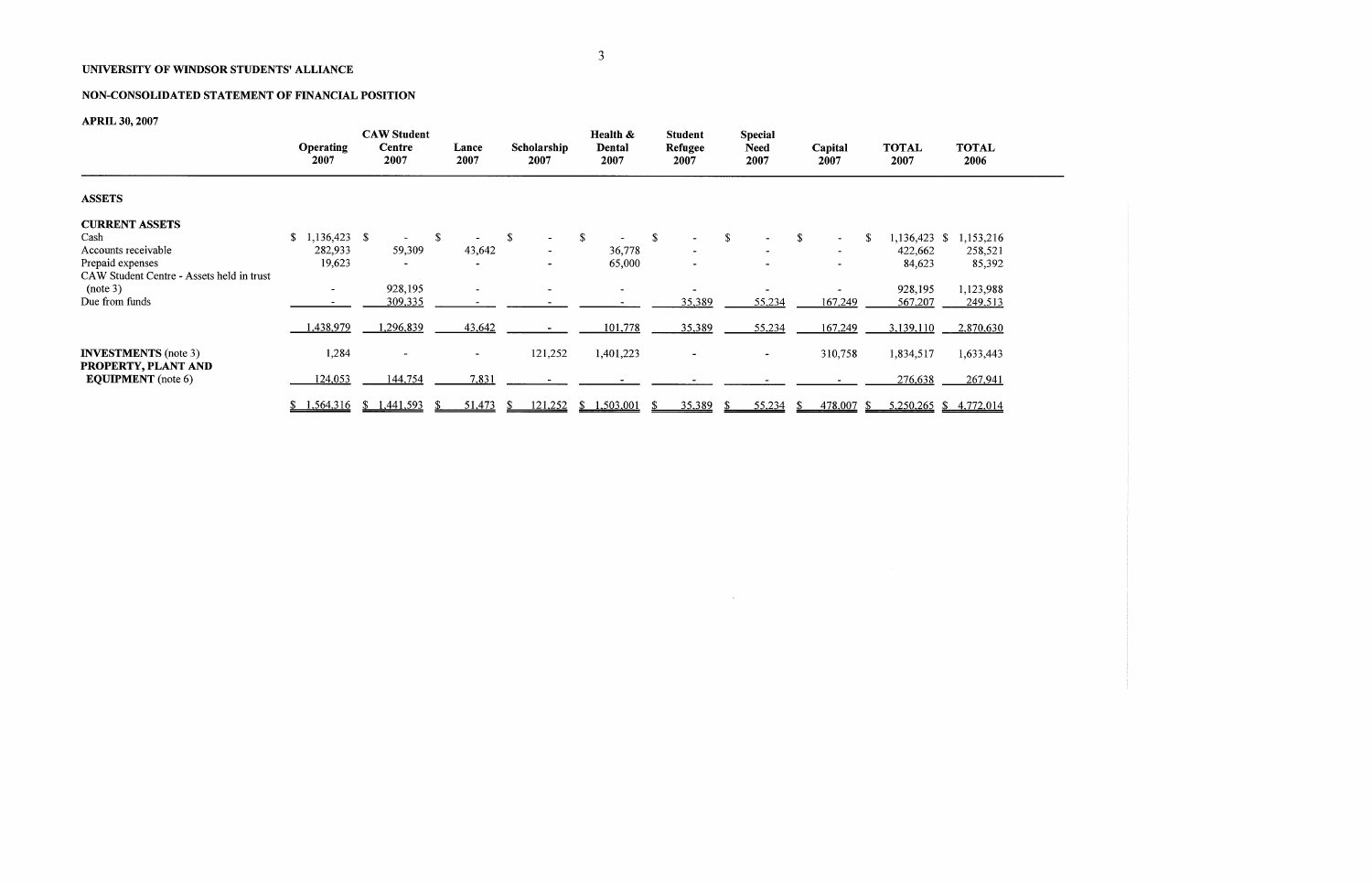**UNIVERSITY OF WINDSOR STUDENTS' ALLIANCE**

**NON-CONSOLIDATED STATEMENT OF FINANCIAL POSITION**

**APRIL 30, 2007**

| | Operating 2007 | CAW Student Centre 2007 | Lance 2007 | Scholarship 2007 | Health & Dental 2007 | Student Refugee 2007 | Special Need 2007 | Capital 2007 | TOTAL 2007 | TOTAL 2006 |
|---|---|---|---|---|---|---|---|---|---|---|
| **ASSETS** | | | | | | | | | | |
| **CURRENT ASSETS** | | | | | | | | | | |
| Cash | $ 1,136,423 | $ - | $ - | $ - | $ - | $ - | $ - | $ - | $ 1,136,423 | $ 1,153,216 |
| Accounts receivable | 282,933 | 59,309 | 43,642 | - | 36,778 | - | - | - | 422,662 | 258,521 |
| Prepaid expenses | 19,623 | - | - | - | 65,000 | - | - | - | 84,623 | 85,392 |
| CAW Student Centre - Assets held in trust (note 3) | - | 928,195 | - | - | - | - | - | - | 928,195 | 1,123,988 |
| Due from funds | - | 309,335 | - | - | - | 35,389 | 55,234 | 167,249 | 567,207 | 249,513 |
| | 1,438,979 | 1,296,839 | 43,642 | - | 101,778 | 35,389 | 55,234 | 167,249 | 3,139,110 | 2,870,630 |
| **INVESTMENTS** (note 3) | 1,284 | - | - | 121,252 | 1,401,223 | - | - | 310,758 | 1,834,517 | 1,633,443 |
| **PROPERTY, PLANT AND EQUIPMENT** (note 6) | 124,053 | 144,754 | 7,831 | - | - | - | - | - | 276,638 | 267,941 |
| | $ 1,564,316 | $ 1,441,593 | $ 51,473 | $ 121,252 | $ 1,503,001 | $ 35,389 | $ 55,234 | $ 478,007 | $ 5,250,265 | $ 4,772,014 |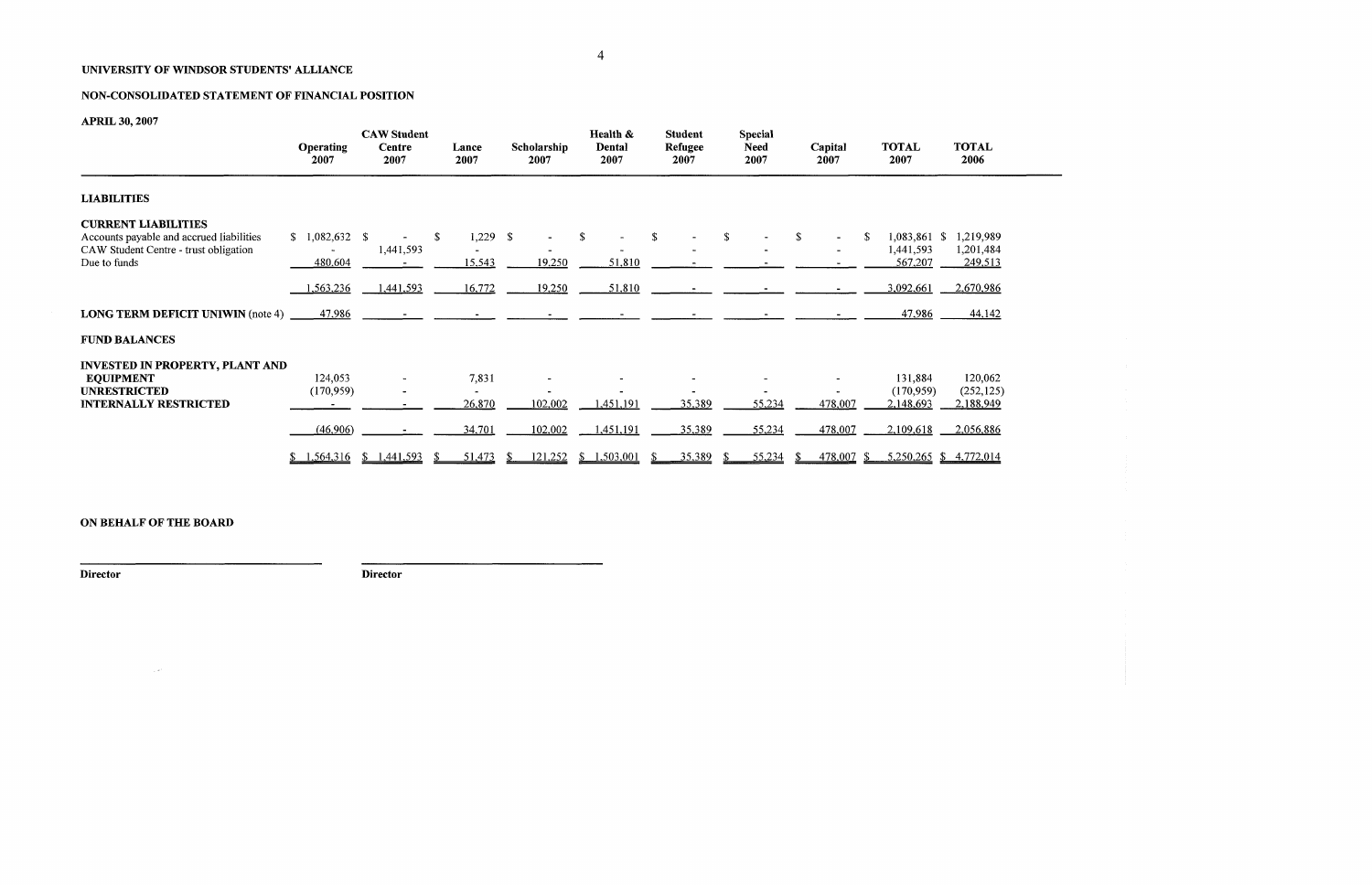**UNIVERSITY OF WINDSOR STUDENTS' ALLIANCE**

**NON-CONSOLIDATED STATEMENT OF FINANCIAL POSITION**

**APRIL 30, 2007**

| | Operating 2007 | CAW Student Centre 2007 | Lance 2007 | Scholarship 2007 | Health & Dental 2007 | Student Refugee 2007 | Special Need 2007 | Capital 2007 | TOTAL 2007 | TOTAL 2006 |
|---|---|---|---|---|---|---|---|---|---|---|
| **LIABILITIES** | | | | | | | | | | |
| **CURRENT LIABILITIES** | | | | | | | | | | |
| Accounts payable and accrued liabilities | $ 1,082,632 | $ - | $ 1,229 | $ - | $ - | $ - | $ - | $ - | $ 1,083,861 | $ 1,219,989 |
| CAW Student Centre - trust obligation | - | 1,441,593 | - | - | - | - | - | - | 1,441,593 | 1,201,484 |
| Due to funds | 480,604 | - | 15,543 | 19,250 | 51,810 | - | - | - | 567,207 | 249,513 |
| | 1,563,236 | 1,441,593 | 16,772 | 19,250 | 51,810 | - | - | - | 3,092,661 | 2,670,986 |
| **LONG TERM DEFICIT UNIWIN** (note 4) | 47,986 | - | - | - | - | - | - | - | 47,986 | 44,142 |
| **FUND BALANCES** | | | | | | | | | | |
| **INVESTED IN PROPERTY, PLANT AND EQUIPMENT** | 124,053 | - | 7,831 | - | - | - | - | - | 131,884 | 120,062 |
| **UNRESTRICTED** | (170,959) | - | - | - | - | - | - | - | (170,959) | (252,125) |
| **INTERNALLY RESTRICTED** | - | - | 26,870 | 102,002 | 1,451,191 | 35,389 | 55,234 | 478,007 | 2,148,693 | 2,188,949 |
| | (46,906) | - | 34,701 | 102,002 | 1,451,191 | 35,389 | 55,234 | 478,007 | 2,109,618 | 2,056,886 |
| | $ 1,564,316 | $ 1,441,593 | $ 51,473 | $ 121,252 | $ 1,503,001 | $ 35,389 | $ 55,234 | $ 478,007 | $ 5,250,265 | $ 4,772,014 |

**ON BEHALF OF THE BOARD**

______________________________ Director

______________________________ Director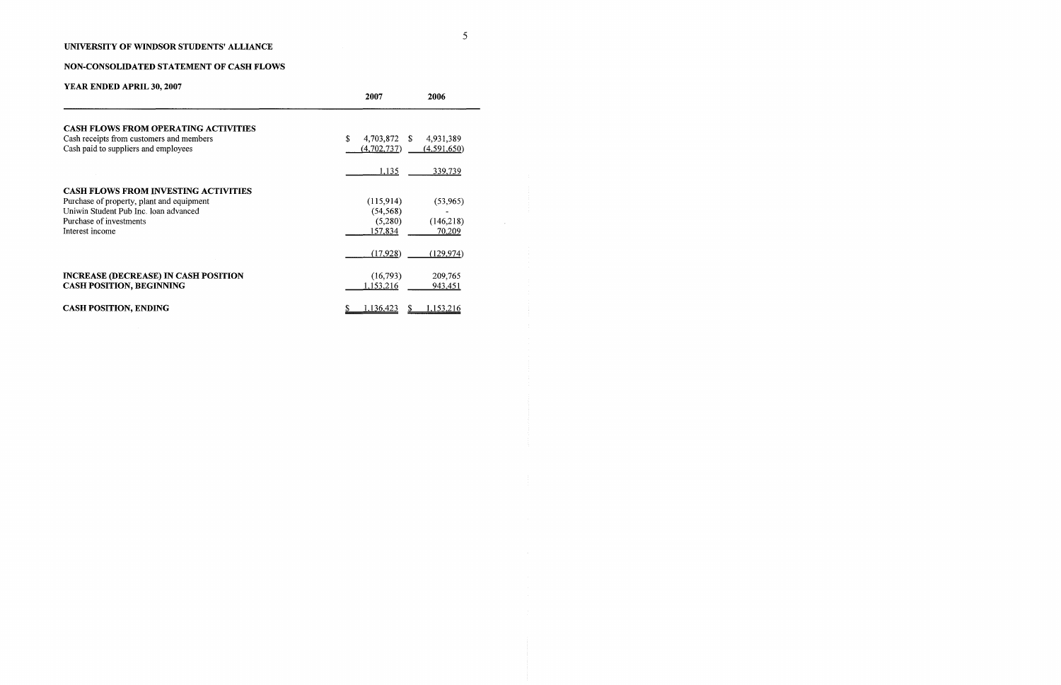**UNIVERSITY OF WINDSOR STUDENTS' ALLIANCE**

**NON-CONSOLIDATED STATEMENT OF CASH FLOWS**

**YEAR ENDED APRIL 30, 2007**

| | 2007 | 2006 |
|---|---|---|
| **CASH FLOWS FROM OPERATING ACTIVITIES** | | |
| Cash receipts from customers and members | $ 4,703,872 | $ 4,931,389 |
| Cash paid to suppliers and employees | (4,702,737) | (4,591,650) |
| | 1,135 | 339,739 |
| **CASH FLOWS FROM INVESTING ACTIVITIES** | | |
| Purchase of property, plant and equipment | (115,914) | (53,965) |
| Uniwin Student Pub Inc. loan advanced | (54,568) | - |
| Purchase of investments | (5,280) | (146,218) |
| Interest income | 157,834 | 70,209 |
| | (17,928) | (129,974) |
| **INCREASE (DECREASE) IN CASH POSITION** | (16,793) | 209,765 |
| **CASH POSITION, BEGINNING** | 1,153,216 | 943,451 |
| **CASH POSITION, ENDING** | $ 1,136,423 | $ 1,153,216 |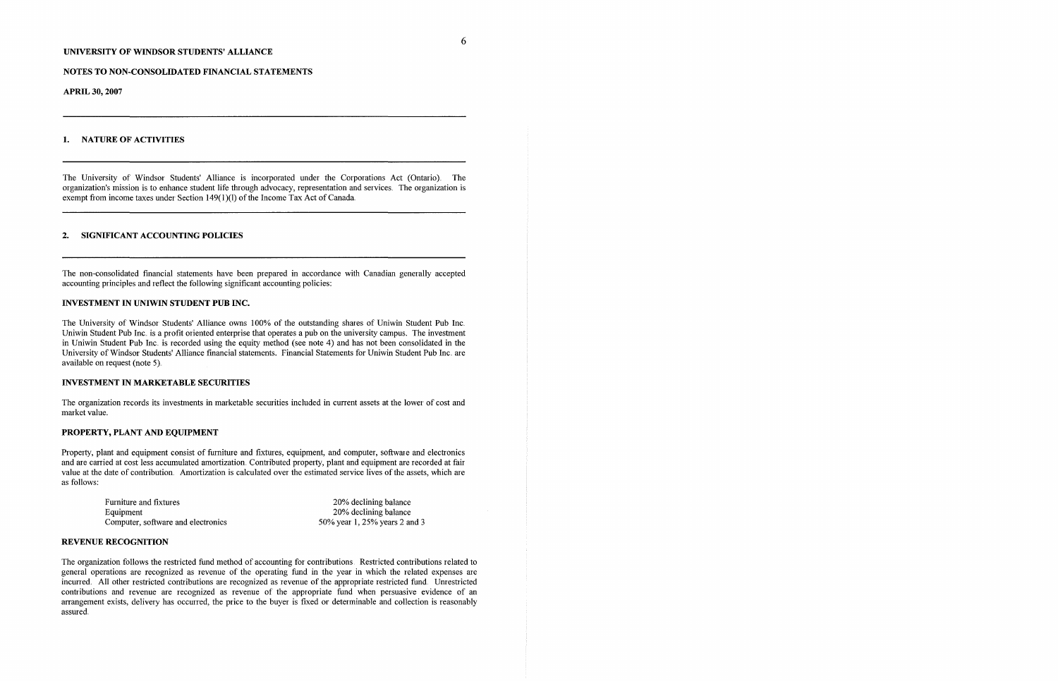**UNIVERSITY OF WINDSOR STUDENTS' ALLIANCE**

**NOTES TO NON-CONSOLIDATED FINANCIAL STATEMENTS**

**APRIL 30, 2007**

## 1. NATURE OF ACTIVITIES

The University of Windsor Students' Alliance is incorporated under the Corporations Act (Ontario). The organization's mission is to enhance student life through advocacy, representation and services. The organization is exempt from income taxes under Section 149(1)(l) of the Income Tax Act of Canada.

## 2. SIGNIFICANT ACCOUNTING POLICIES

The non-consolidated financial statements have been prepared in accordance with Canadian generally accepted accounting principles and reflect the following significant accounting policies:

### INVESTMENT IN UNIWIN STUDENT PUB INC.

The University of Windsor Students' Alliance owns 100% of the outstanding shares of Uniwin Student Pub Inc. Uniwin Student Pub Inc. is a profit oriented enterprise that operates a pub on the university campus. The investment in Uniwin Student Pub Inc. is recorded using the equity method (see note 4) and has not been consolidated in the University of Windsor Students' Alliance financial statements. Financial Statements for Uniwin Student Pub Inc. are available on request (note 5).

### INVESTMENT IN MARKETABLE SECURITIES

The organization records its investments in marketable securities included in current assets at the lower of cost and market value.

### PROPERTY, PLANT AND EQUIPMENT

Property, plant and equipment consist of furniture and fixtures, equipment, and computer, software and electronics and are carried at cost less accumulated amortization. Contributed property, plant and equipment are recorded at fair value at the date of contribution. Amortization is calculated over the estimated service lives of the assets, which are as follows:

| | |
|---|---|
| Furniture and fixtures | 20% declining balance |
| Equipment | 20% declining balance |
| Computer, software and electronics | 50% year 1, 25% years 2 and 3 |

### REVENUE RECOGNITION

The organization follows the restricted fund method of accounting for contributions. Restricted contributions related to general operations are recognized as revenue of the operating fund in the year in which the related expenses are incurred. All other restricted contributions are recognized as revenue of the appropriate restricted fund. Unrestricted contributions and revenue are recognized as revenue of the appropriate fund when persuasive evidence of an arrangement exists, delivery has occurred, the price to the buyer is fixed or determinable and collection is reasonably assured.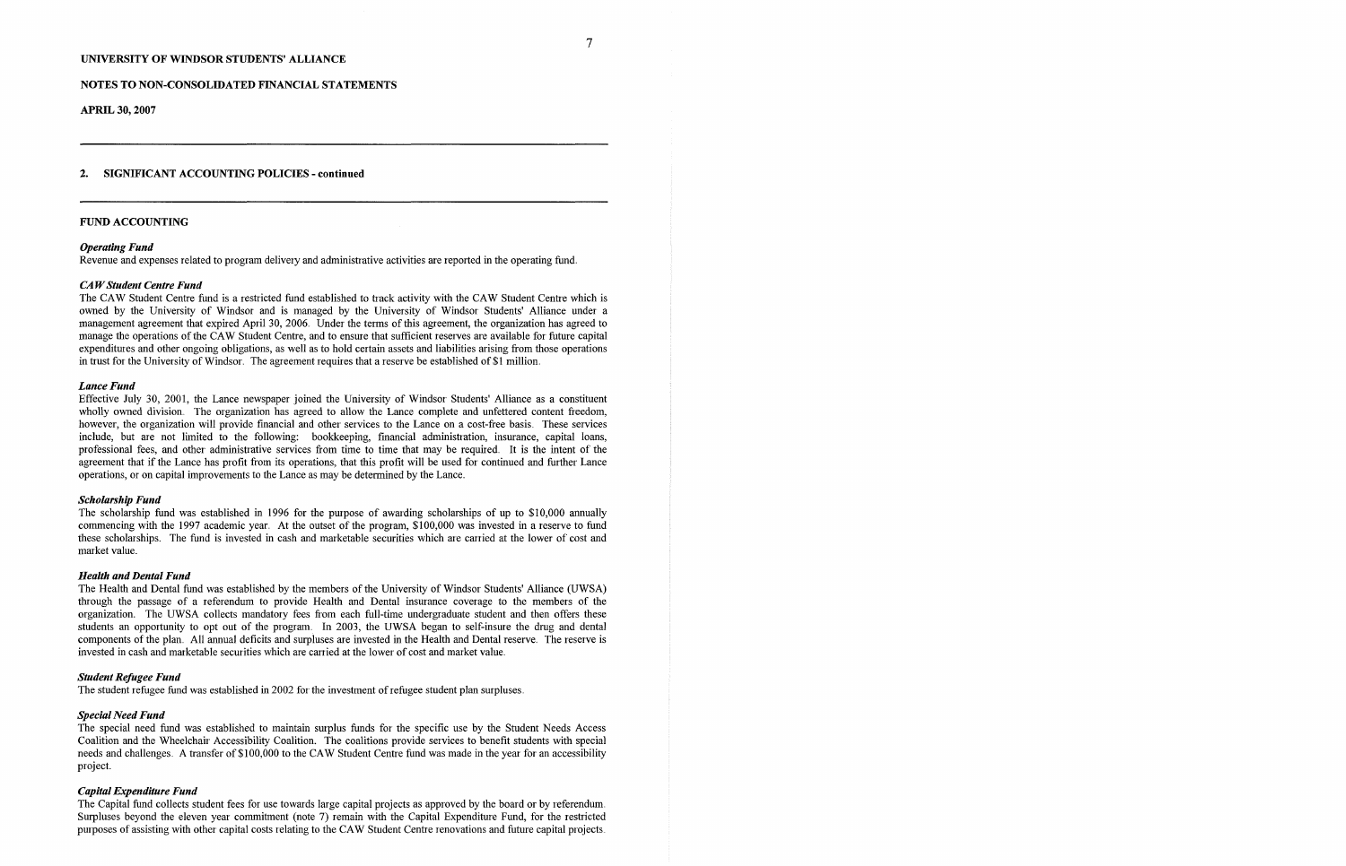**UNIVERSITY OF WINDSOR STUDENTS' ALLIANCE**

**NOTES TO NON-CONSOLIDATED FINANCIAL STATEMENTS**

**APRIL 30, 2007**

---

## 2. SIGNIFICANT ACCOUNTING POLICIES - continued

---

### FUND ACCOUNTING

***Operating Fund***
Revenue and expenses related to program delivery and administrative activities are reported in the operating fund.

***CAW Student Centre Fund***
The CAW Student Centre fund is a restricted fund established to track activity with the CAW Student Centre which is owned by the University of Windsor and is managed by the University of Windsor Students' Alliance under a management agreement that expired April 30, 2006. Under the terms of this agreement, the organization has agreed to manage the operations of the CAW Student Centre, and to ensure that sufficient reserves are available for future capital expenditures and other ongoing obligations, as well as to hold certain assets and liabilities arising from those operations in trust for the University of Windsor. The agreement requires that a reserve be established of $1 million.

***Lance Fund***
Effective July 30, 2001, the Lance newspaper joined the University of Windsor Students' Alliance as a constituent wholly owned division. The organization has agreed to allow the Lance complete and unfettered content freedom, however, the organization will provide financial and other services to the Lance on a cost-free basis. These services include, but are not limited to the following: bookkeeping, financial administration, insurance, capital loans, professional fees, and other administrative services from time to time that may be required. It is the intent of the agreement that if the Lance has profit from its operations, that this profit will be used for continued and further Lance operations, or on capital improvements to the Lance as may be determined by the Lance.

***Scholarship Fund***
The scholarship fund was established in 1996 for the purpose of awarding scholarships of up to $10,000 annually commencing with the 1997 academic year. At the outset of the program, $100,000 was invested in a reserve to fund these scholarships. The fund is invested in cash and marketable securities which are carried at the lower of cost and market value.

***Health and Dental Fund***
The Health and Dental fund was established by the members of the University of Windsor Students' Alliance (UWSA) through the passage of a referendum to provide Health and Dental insurance coverage to the members of the organization. The UWSA collects mandatory fees from each full-time undergraduate student and then offers these students an opportunity to opt out of the program. In 2003, the UWSA began to self-insure the drug and dental components of the plan. All annual deficits and surpluses are invested in the Health and Dental reserve. The reserve is invested in cash and marketable securities which are carried at the lower of cost and market value.

***Student Refugee Fund***
The student refugee fund was established in 2002 for the investment of refugee student plan surpluses.

***Special Need Fund***
The special need fund was established to maintain surplus funds for the specific use by the Student Needs Access Coalition and the Wheelchair Accessibility Coalition. The coalitions provide services to benefit students with special needs and challenges. A transfer of $100,000 to the CAW Student Centre fund was made in the year for an accessibility project.

***Capital Expenditure Fund***
The Capital fund collects student fees for use towards large capital projects as approved by the board or by referendum. Surpluses beyond the eleven year commitment (note 7) remain with the Capital Expenditure Fund, for the restricted purposes of assisting with other capital costs relating to the CAW Student Centre renovations and future capital projects.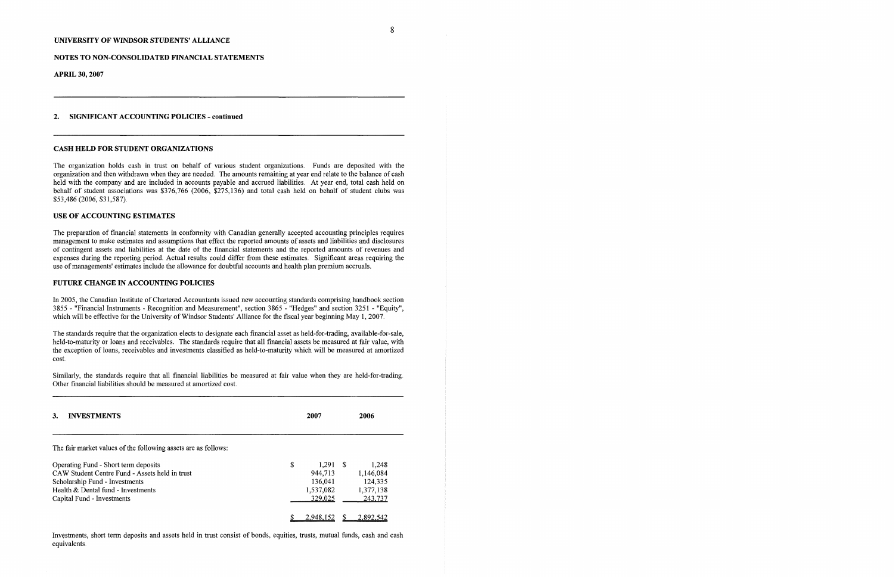UNIVERSITY OF WINDSOR STUDENTS' ALLIANCE

NOTES TO NON-CONSOLIDATED FINANCIAL STATEMENTS

APRIL 30, 2007

## 2. SIGNIFICANT ACCOUNTING POLICIES - continued

### CASH HELD FOR STUDENT ORGANIZATIONS

The organization holds cash in trust on behalf of various student organizations. Funds are deposited with the organization and then withdrawn when they are needed. The amounts remaining at year end relate to the balance of cash held with the company and are included in accounts payable and accrued liabilities. At year end, total cash held on behalf of student associations was $376,766 (2006, $275,136) and total cash held on behalf of student clubs was $53,486 (2006, $31,587).

### USE OF ACCOUNTING ESTIMATES

The preparation of financial statements in conformity with Canadian generally accepted accounting principles requires management to make estimates and assumptions that effect the reported amounts of assets and liabilities and disclosures of contingent assets and liabilities at the date of the financial statements and the reported amounts of revenues and expenses during the reporting period. Actual results could differ from these estimates. Significant areas requiring the use of managements' estimates include the allowance for doubtful accounts and health plan premium accruals.

### FUTURE CHANGE IN ACCOUNTING POLICIES

In 2005, the Canadian Institute of Chartered Accountants issued new accounting standards comprising handbook section 3855 - "Financial Instruments - Recognition and Measurement", section 3865 - "Hedges" and section 3251 - "Equity", which will be effective for the University of Windsor Students' Alliance for the fiscal year beginning May 1, 2007.

The standards require that the organization elects to designate each financial asset as held-for-trading, available-for-sale, held-to-maturity or loans and receivables. The standards require that all financial assets be measured at fair value, with the exception of loans, receivables and investments classified as held-to-maturity which will be measured at amortized cost.

Similarly, the standards require that all financial liabilities be measured at fair value when they are held-for-trading. Other financial liabilities should be measured at amortized cost.

## 3. INVESTMENTS

The fair market values of the following assets are as follows:

| | 2007 | 2006 |
|---|---|---|
| Operating Fund - Short term deposits | $ 1,291 | $ 1,248 |
| CAW Student Centre Fund - Assets held in trust | 944,713 | 1,146,084 |
| Scholarship Fund - Investments | 136,041 | 124,335 |
| Health & Dental fund - Investments | 1,537,082 | 1,377,138 |
| Capital Fund - Investments | 329,025 | 243,737 |
| | $ 2,948,152 | $ 2,892,542 |

Investments, short term deposits and assets held in trust consist of bonds, equities, trusts, mutual funds, cash and cash equivalents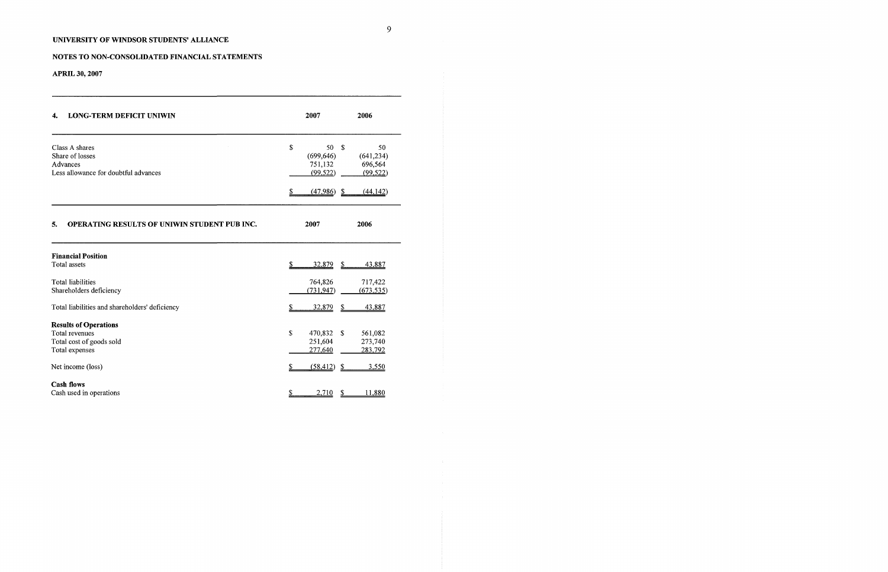UNIVERSITY OF WINDSOR STUDENTS' ALLIANCE

NOTES TO NON-CONSOLIDATED FINANCIAL STATEMENTS

APRIL 30, 2007

## 4. LONG-TERM DEFICIT UNIWIN

| | 2007 | 2006 |
|---|---|---|
| Class A shares | $ 50 | $ 50 |
| Share of losses | (699,646) | (641,234) |
| Advances | 751,132 | 696,564 |
| Less allowance for doubtful advances | (99,522) | (99,522) |
| | $ (47,986) | $ (44,142) |

## 5. OPERATING RESULTS OF UNIWIN STUDENT PUB INC.

| | 2007 | 2006 |
|---|---|---|
| **Financial Position** | | |
| Total assets | $ 32,879 | $ 43,887 |
| Total liabilities | 764,826 | 717,422 |
| Shareholders deficiency | (731,947) | (673,535) |
| Total liabilities and shareholders' deficiency | $ 32,879 | $ 43,887 |
| **Results of Operations** | | |
| Total revenues | $ 470,832 | $ 561,082 |
| Total cost of goods sold | 251,604 | 273,740 |
| Total expenses | 277,640 | 283,792 |
| Net income (loss) | $ (58,412) | $ 3,550 |
| **Cash flows** | | |
| Cash used in operations | $ 2,710 | $ 11,880 |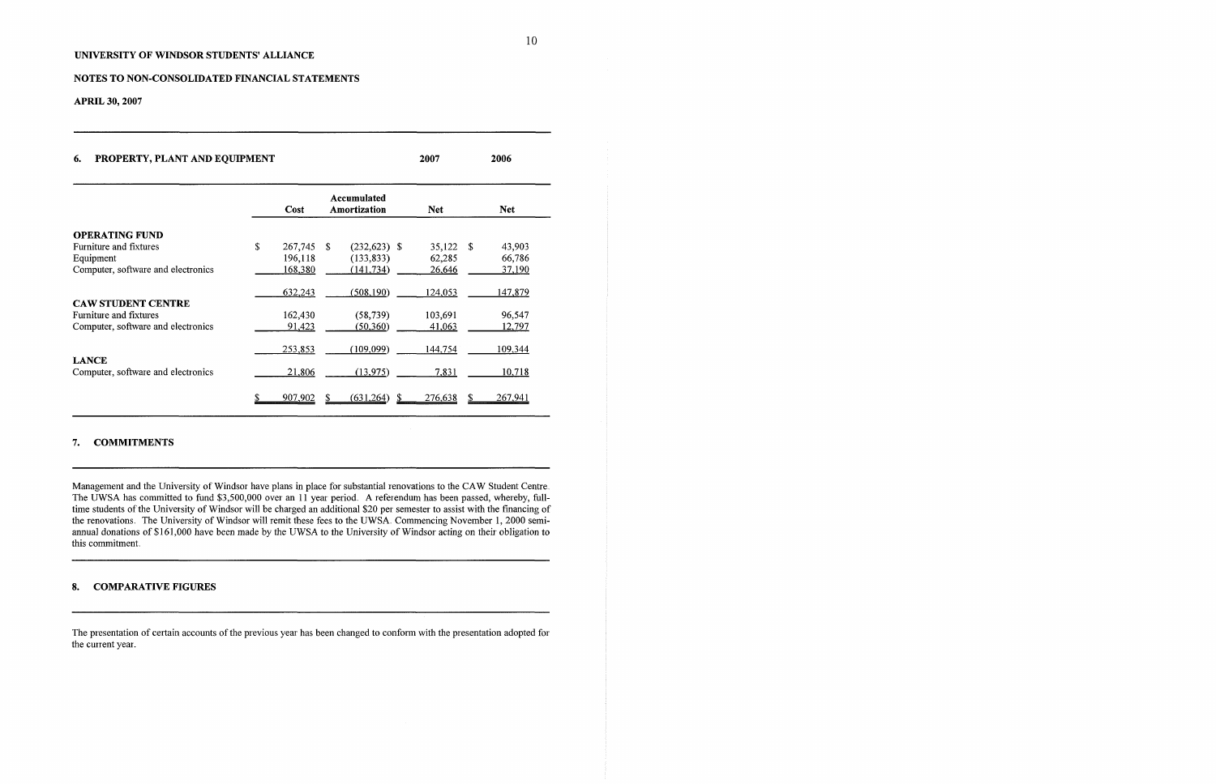UNIVERSITY OF WINDSOR STUDENTS' ALLIANCE

NOTES TO NON-CONSOLIDATED FINANCIAL STATEMENTS

APRIL 30, 2007

## 6. PROPERTY, PLANT AND EQUIPMENT

| | | | 2007 | 2006 |
|---|---|---|---|---|
| | Cost | Accumulated Amortization | Net | Net |
| **OPERATING FUND** | | | | |
| Furniture and fixtures | $ 267,745 | $ (232,623) | $ 35,122 | $ 43,903 |
| Equipment | 196,118 | (133,833) | 62,285 | 66,786 |
| Computer, software and electronics | 168,380 | (141,734) | 26,646 | 37,190 |
| | 632,243 | (508,190) | 124,053 | 147,879 |
| **CAW STUDENT CENTRE** | | | | |
| Furniture and fixtures | 162,430 | (58,739) | 103,691 | 96,547 |
| Computer, software and electronics | 91,423 | (50,360) | 41,063 | 12,797 |
| | 253,853 | (109,099) | 144,754 | 109,344 |
| **LANCE** | | | | |
| Computer, software and electronics | 21,806 | (13,975) | 7,831 | 10,718 |
| | $ 907,902 | $ (631,264) | $ 276,638 | $ 267,941 |

## 7. COMMITMENTS

Management and the University of Windsor have plans in place for substantial renovations to the CAW Student Centre. The UWSA has committed to fund $3,500,000 over an 11 year period. A referendum has been passed, whereby, full-time students of the University of Windsor will be charged an additional $20 per semester to assist with the financing of the renovations. The University of Windsor will remit these fees to the UWSA. Commencing November 1, 2000 semi-annual donations of $161,000 have been made by the UWSA to the University of Windsor acting on their obligation to this commitment.

## 8. COMPARATIVE FIGURES

The presentation of certain accounts of the previous year has been changed to conform with the presentation adopted for the current year.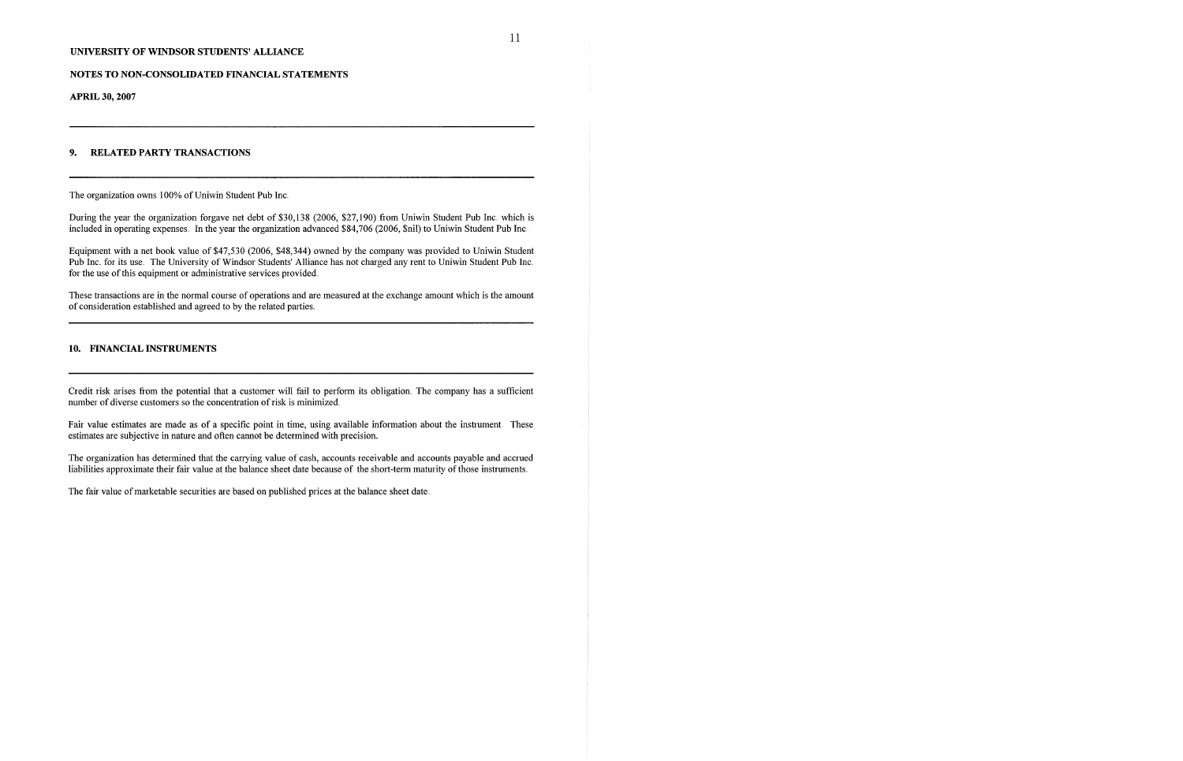UNIVERSITY OF WINDSOR STUDENTS' ALLIANCE

NOTES TO NON-CONSOLIDATED FINANCIAL STATEMENTS

APRIL 30, 2007

## 9. RELATED PARTY TRANSACTIONS

The organization owns 100% of Uniwin Student Pub Inc.

During the year the organization forgave net debt of $30,138 (2006, $27,190) from Uniwin Student Pub Inc. which is included in operating expenses. In the year the organization advanced $84,706 (2006, $nil) to Uniwin Student Pub Inc.

Equipment with a net book value of $47,530 (2006, $48,344) owned by the company was provided to Uniwin Student Pub Inc. for its use. The University of Windsor Students' Alliance has not charged any rent to Uniwin Student Pub Inc. for the use of this equipment or administrative services provided.

These transactions are in the normal course of operations and are measured at the exchange amount which is the amount of consideration established and agreed to by the related parties.

## 10. FINANCIAL INSTRUMENTS

Credit risk arises from the potential that a customer will fail to perform its obligation. The company has a sufficient number of diverse customers so the concentration of risk is minimized.

Fair value estimates are made as of a specific point in time, using available information about the instrument. These estimates are subjective in nature and often cannot be determined with precision.

The organization has determined that the carrying value of cash, accounts receivable and accounts payable and accrued liabilities approximate their fair value at the balance sheet date because of the short-term maturity of those instruments.

The fair value of marketable securities are based on published prices at the balance sheet date.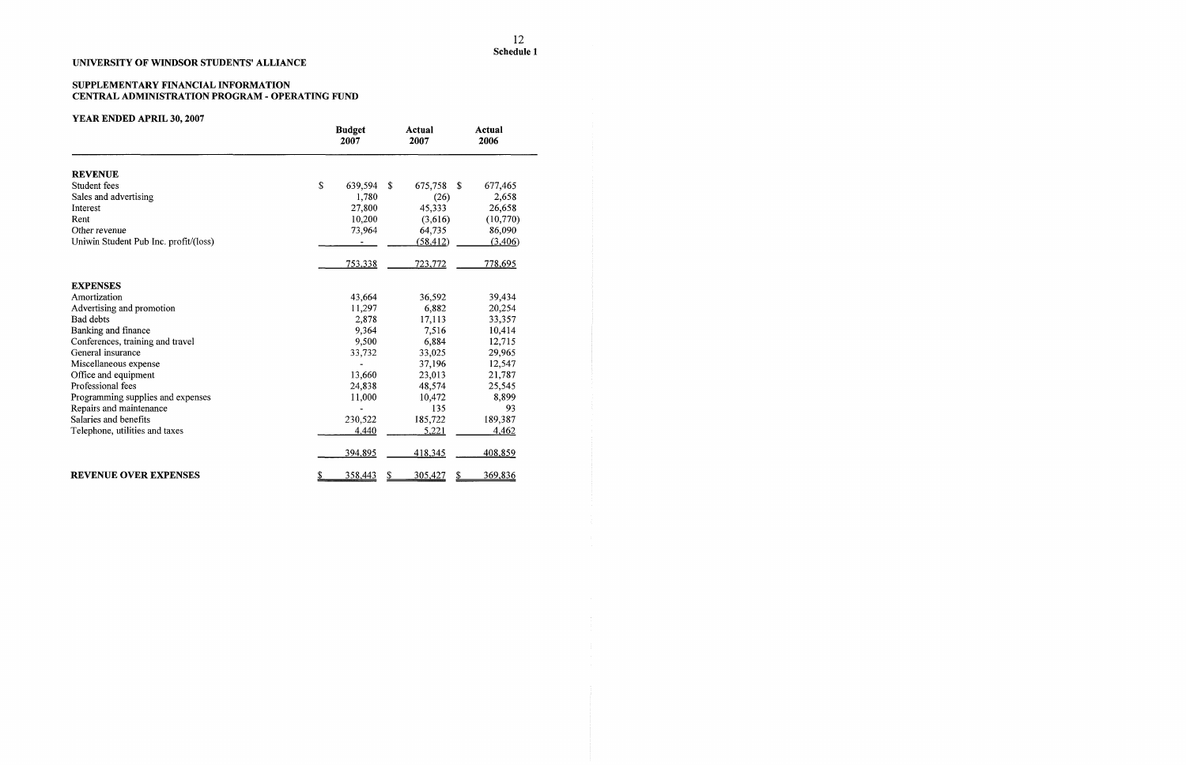**Schedule 1**

**UNIVERSITY OF WINDSOR STUDENTS' ALLIANCE**

**SUPPLEMENTARY FINANCIAL INFORMATION**
**CENTRAL ADMINISTRATION PROGRAM - OPERATING FUND**

**YEAR ENDED APRIL 30, 2007**

| | Budget 2007 | Actual 2007 | Actual 2006 |
|---|---|---|---|
| **REVENUE** | | | |
| Student fees | $ 639,594 | $ 675,758 | $ 677,465 |
| Sales and advertising | 1,780 | (26) | 2,658 |
| Interest | 27,800 | 45,333 | 26,658 |
| Rent | 10,200 | (3,616) | (10,770) |
| Other revenue | 73,964 | 64,735 | 86,090 |
| Uniwin Student Pub Inc. profit/(loss) | - | (58,412) | (3,406) |
| | 753,338 | 723,772 | 778,695 |
| **EXPENSES** | | | |
| Amortization | 43,664 | 36,592 | 39,434 |
| Advertising and promotion | 11,297 | 6,882 | 20,254 |
| Bad debts | 2,878 | 17,113 | 33,357 |
| Banking and finance | 9,364 | 7,516 | 10,414 |
| Conferences, training and travel | 9,500 | 6,884 | 12,715 |
| General insurance | 33,732 | 33,025 | 29,965 |
| Miscellaneous expense | - | 37,196 | 12,547 |
| Office and equipment | 13,660 | 23,013 | 21,787 |
| Professional fees | 24,838 | 48,574 | 25,545 |
| Programming supplies and expenses | 11,000 | 10,472 | 8,899 |
| Repairs and maintenance | - | 135 | 93 |
| Salaries and benefits | 230,522 | 185,722 | 189,387 |
| Telephone, utilities and taxes | 4,440 | 5,221 | 4,462 |
| | 394,895 | 418,345 | 408,859 |
| **REVENUE OVER EXPENSES** | $ 358,443 | $ 305,427 | $ 369,836 |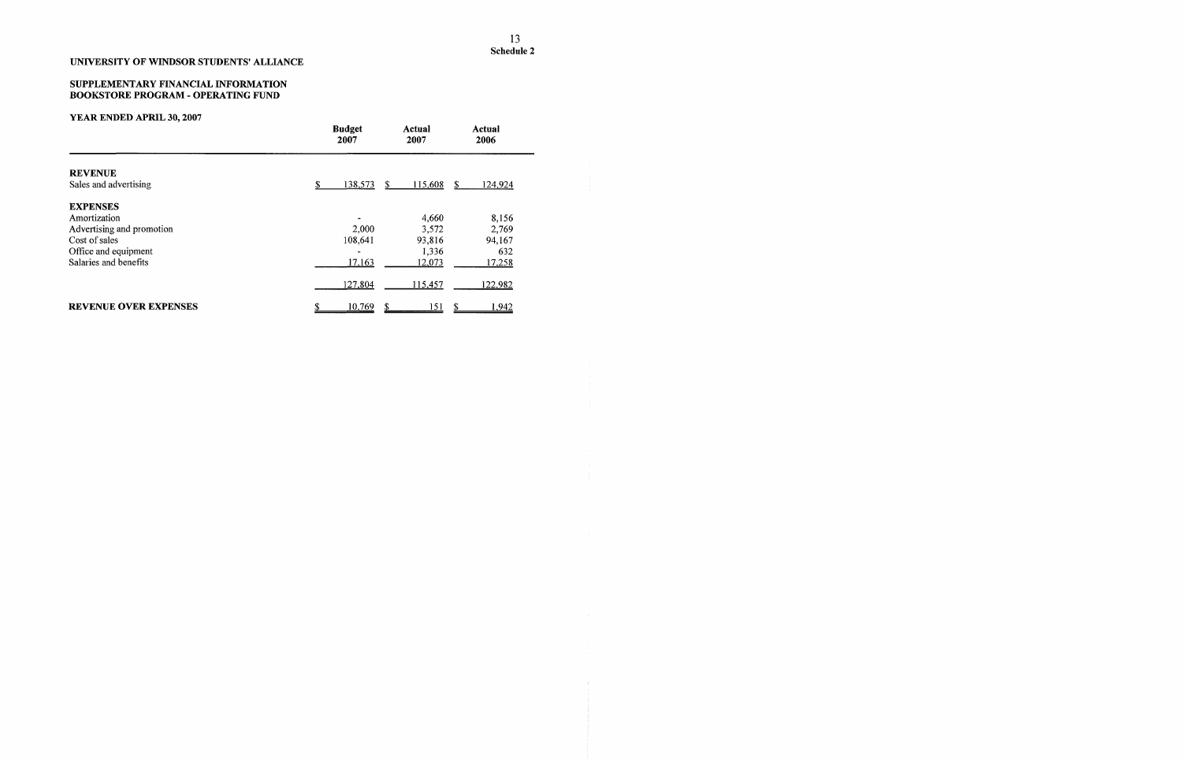**Schedule 2**

**UNIVERSITY OF WINDSOR STUDENTS' ALLIANCE**

**SUPPLEMENTARY FINANCIAL INFORMATION**
**BOOKSTORE PROGRAM - OPERATING FUND**

**YEAR ENDED APRIL 30, 2007**

| | Budget 2007 | Actual 2007 | Actual 2006 |
|---|---|---|---|
| **REVENUE** | | | |
| Sales and advertising | $ 138,573 | $ 115,608 | $ 124,924 |
| **EXPENSES** | | | |
| Amortization | - | 4,660 | 8,156 |
| Advertising and promotion | 2,000 | 3,572 | 2,769 |
| Cost of sales | 108,641 | 93,816 | 94,167 |
| Office and equipment | - | 1,336 | 632 |
| Salaries and benefits | 17,163 | 12,073 | 17,258 |
| | 127,804 | 115,457 | 122,982 |
| **REVENUE OVER EXPENSES** | $ 10,769 | $ 151 | $ 1,942 |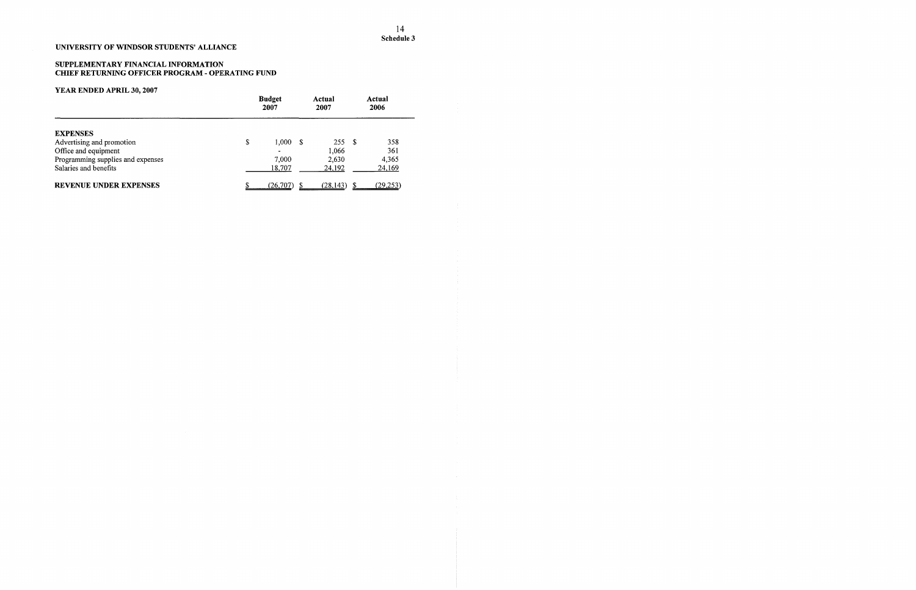Schedule 3

**UNIVERSITY OF WINDSOR STUDENTS' ALLIANCE**

**SUPPLEMENTARY FINANCIAL INFORMATION**
**CHIEF RETURNING OFFICER PROGRAM - OPERATING FUND**

**YEAR ENDED APRIL 30, 2007**

| | Budget 2007 | Actual 2007 | Actual 2006 |
|---|---|---|---|
| **EXPENSES** | | | |
| Advertising and promotion | $ 1,000 | $ 255 | $ 358 |
| Office and equipment | - | 1,066 | 361 |
| Programming supplies and expenses | 7,000 | 2,630 | 4,365 |
| Salaries and benefits | 18,707 | 24,192 | 24,169 |
| **REVENUE UNDER EXPENSES** | $ (26,707) | $ (28,143) | $ (29,253) |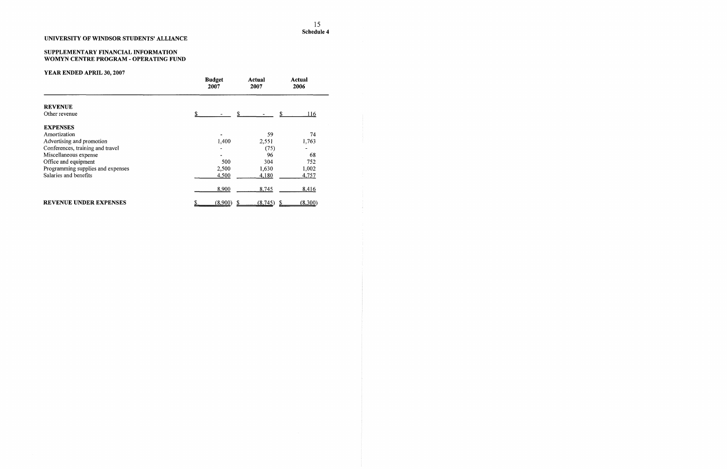Schedule 4

**UNIVERSITY OF WINDSOR STUDENTS' ALLIANCE**

**SUPPLEMENTARY FINANCIAL INFORMATION**
**WOMYN CENTRE PROGRAM - OPERATING FUND**

**YEAR ENDED APRIL 30, 2007**

| | Budget 2007 | Actual 2007 | Actual 2006 |
|---|---|---|---|
| **REVENUE** | | | |
| Other revenue | $ - | $ - | $ 116 |
| **EXPENSES** | | | |
| Amortization | - | 59 | 74 |
| Advertising and promotion | 1,400 | 2,551 | 1,763 |
| Conferences, training and travel | - | (75) | - |
| Miscellaneous expense | - | 96 | 68 |
| Office and equipment | 500 | 304 | 752 |
| Programming supplies and expenses | 2,500 | 1,630 | 1,002 |
| Salaries and benefits | 4,500 | 4,180 | 4,757 |
| | 8,900 | 8,745 | 8,416 |
| **REVENUE UNDER EXPENSES** | $ (8,900) | $ (8,745) | $ (8,300) |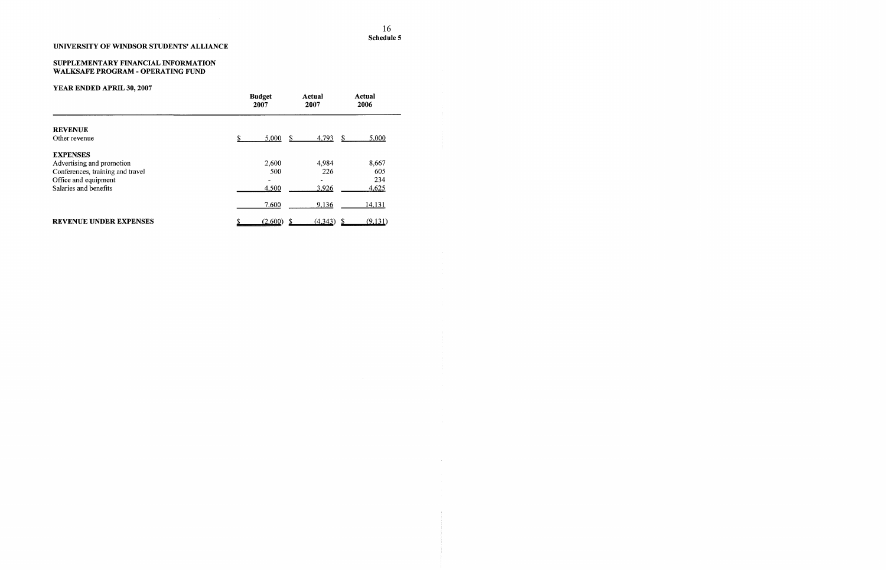**Schedule 5**

**UNIVERSITY OF WINDSOR STUDENTS' ALLIANCE**

**SUPPLEMENTARY FINANCIAL INFORMATION**
**WALKSAFE PROGRAM - OPERATING FUND**

**YEAR ENDED APRIL 30, 2007**

| | Budget 2007 | Actual 2007 | Actual 2006 |
|---|---|---|---|
| **REVENUE** | | | |
| Other revenue | $ 5,000 | $ 4,793 | $ 5,000 |
| **EXPENSES** | | | |
| Advertising and promotion | 2,600 | 4,984 | 8,667 |
| Conferences, training and travel | 500 | 226 | 605 |
| Office and equipment | - | - | 234 |
| Salaries and benefits | 4,500 | 3,926 | 4,625 |
| | 7,600 | 9,136 | 14,131 |
| **REVENUE UNDER EXPENSES** | $ (2,600) | $ (4,343) | $ (9,131) |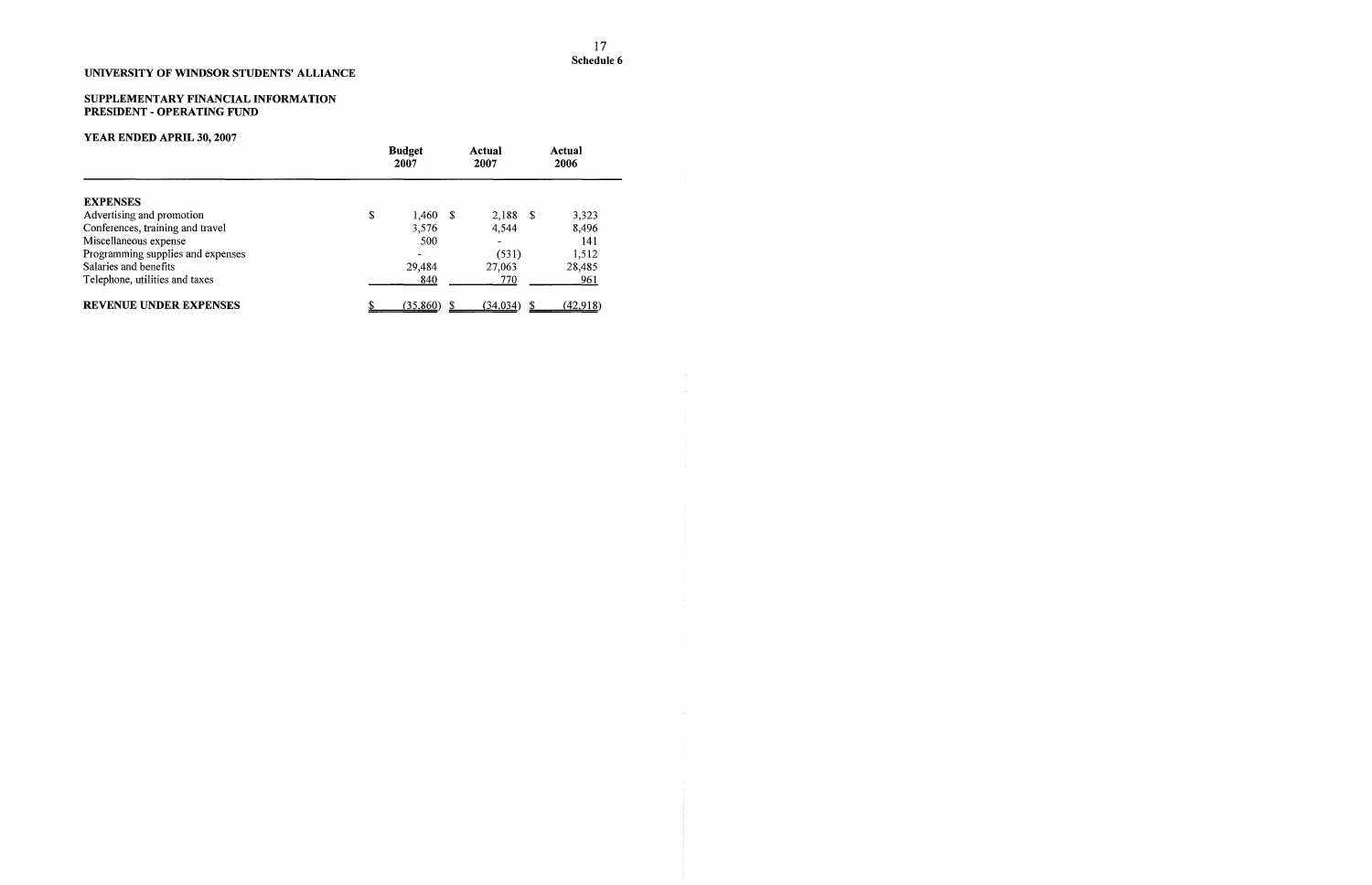**Schedule 6**

**UNIVERSITY OF WINDSOR STUDENTS' ALLIANCE**

**SUPPLEMENTARY FINANCIAL INFORMATION**
**PRESIDENT - OPERATING FUND**

**YEAR ENDED APRIL 30, 2007**

| | Budget 2007 | Actual 2007 | Actual 2006 |
|---|---|---|---|
| **EXPENSES** | | | |
| Advertising and promotion | $ 1,460 | $ 2,188 | $ 3,323 |
| Conferences, training and travel | 3,576 | 4,544 | 8,496 |
| Miscellaneous expense | 500 | - | 141 |
| Programming supplies and expenses | - | (531) | 1,512 |
| Salaries and benefits | 29,484 | 27,063 | 28,485 |
| Telephone, utilities and taxes | 840 | 770 | 961 |
| **REVENUE UNDER EXPENSES** | $ (35,860) | $ (34,034) | $ (42,918) |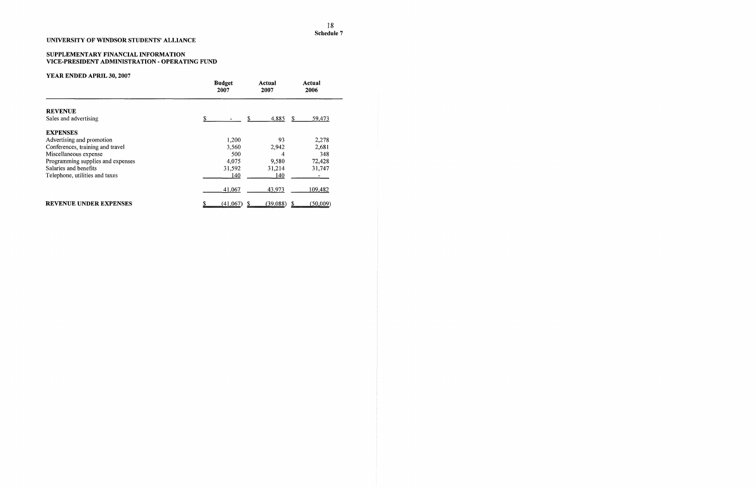Schedule 7

**UNIVERSITY OF WINDSOR STUDENTS' ALLIANCE**

**SUPPLEMENTARY FINANCIAL INFORMATION**
**VICE-PRESIDENT ADMINISTRATION - OPERATING FUND**

**YEAR ENDED APRIL 30, 2007**

| | Budget 2007 | Actual 2007 | Actual 2006 |
|---|---|---|---|
| **REVENUE** | | | |
| Sales and advertising | $ - | $ 4,885 | $ 59,473 |
| **EXPENSES** | | | |
| Advertising and promotion | 1,200 | 93 | 2,278 |
| Conferences, training and travel | 3,560 | 2,942 | 2,681 |
| Miscellaneous expense | 500 | 4 | 348 |
| Programming supplies and expenses | 4,075 | 9,580 | 72,428 |
| Salaries and benefits | 31,592 | 31,214 | 31,747 |
| Telephone, utilities and taxes | 140 | 140 | - |
| | 41,067 | 43,973 | 109,482 |
| **REVENUE UNDER EXPENSES** | $ (41,067) | $ (39,088) | $ (50,009) |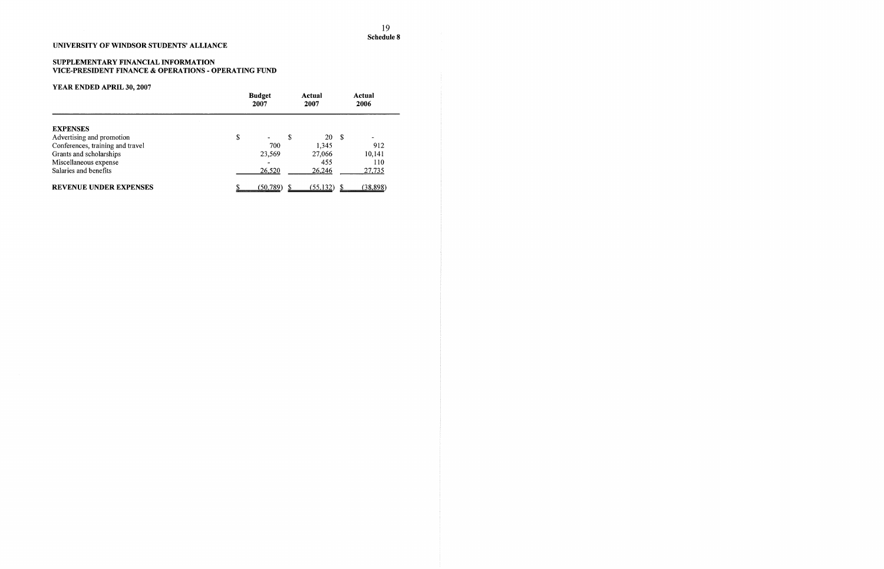**Schedule 8**

**UNIVERSITY OF WINDSOR STUDENTS' ALLIANCE**

**SUPPLEMENTARY FINANCIAL INFORMATION**
**VICE-PRESIDENT FINANCE & OPERATIONS - OPERATING FUND**

**YEAR ENDED APRIL 30, 2007**

| | Budget 2007 | Actual 2007 | Actual 2006 |
|---|---|---|---|
| **EXPENSES** | | | |
| Advertising and promotion | $ - | $ 20 | $ - |
| Conferences, training and travel | 700 | 1,345 | 912 |
| Grants and scholarships | 23,569 | 27,066 | 10,141 |
| Miscellaneous expense | - | 455 | 110 |
| Salaries and benefits | 26,520 | 26,246 | 27,735 |
| **REVENUE UNDER EXPENSES** | $ (50,789) | $ (55,132) | $ (38,898) |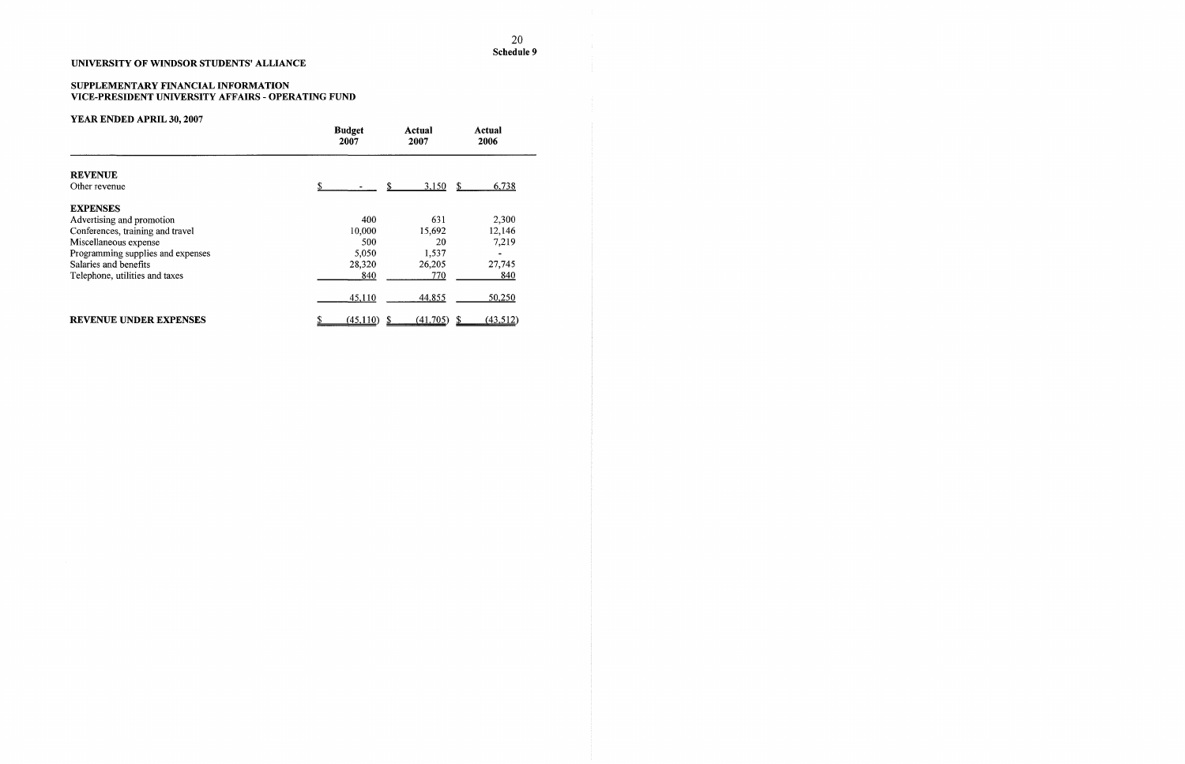Schedule 9

**UNIVERSITY OF WINDSOR STUDENTS' ALLIANCE**

**SUPPLEMENTARY FINANCIAL INFORMATION**
**VICE-PRESIDENT UNIVERSITY AFFAIRS - OPERATING FUND**

**YEAR ENDED APRIL 30, 2007**

| | Budget 2007 | Actual 2007 | Actual 2006 |
|---|---|---|---|
| **REVENUE** | | | |
| Other revenue | $ - | $ 3,150 | $ 6,738 |
| **EXPENSES** | | | |
| Advertising and promotion | 400 | 631 | 2,300 |
| Conferences, training and travel | 10,000 | 15,692 | 12,146 |
| Miscellaneous expense | 500 | 20 | 7,219 |
| Programming supplies and expenses | 5,050 | 1,537 | - |
| Salaries and benefits | 28,320 | 26,205 | 27,745 |
| Telephone, utilities and taxes | 840 | 770 | 840 |
| | 45,110 | 44,855 | 50,250 |
| **REVENUE UNDER EXPENSES** | $ (45,110) | $ (41,705) | $ (43,512) |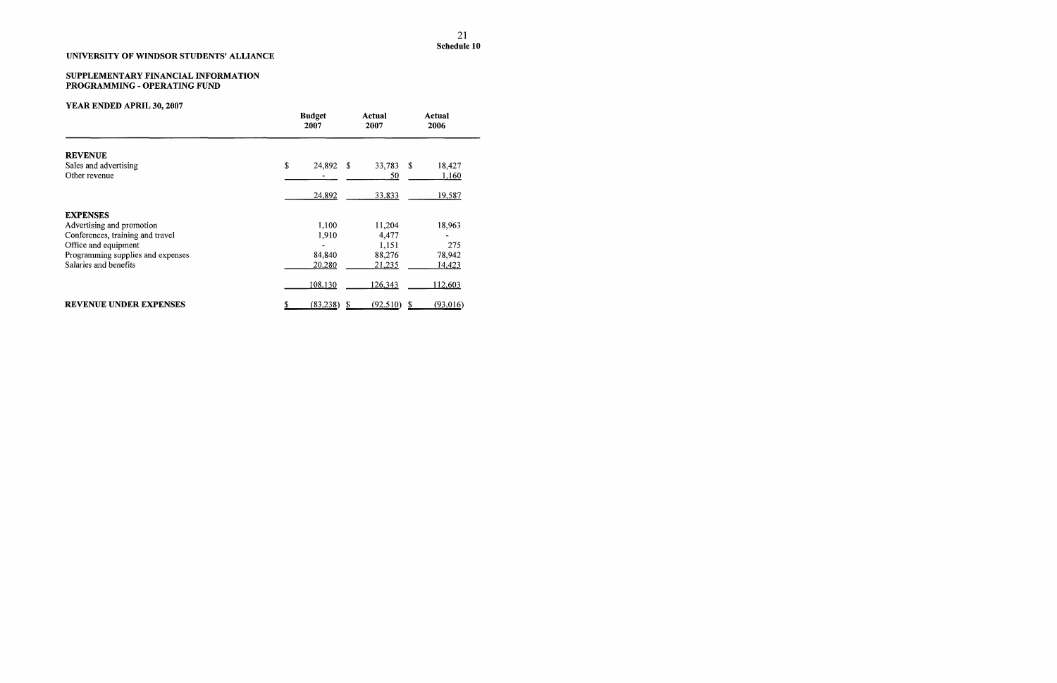Schedule 10

**UNIVERSITY OF WINDSOR STUDENTS' ALLIANCE**

**SUPPLEMENTARY FINANCIAL INFORMATION**
**PROGRAMMING - OPERATING FUND**

**YEAR ENDED APRIL 30, 2007**

| | Budget 2007 | Actual 2007 | Actual 2006 |
|---|---|---|---|
| **REVENUE** | | | |
| Sales and advertising | $ 24,892 | $ 33,783 | $ 18,427 |
| Other revenue | - | 50 | 1,160 |
| | 24,892 | 33,833 | 19,587 |
| **EXPENSES** | | | |
| Advertising and promotion | 1,100 | 11,204 | 18,963 |
| Conferences, training and travel | 1,910 | 4,477 | - |
| Office and equipment | - | 1,151 | 275 |
| Programming supplies and expenses | 84,840 | 88,276 | 78,942 |
| Salaries and benefits | 20,280 | 21,235 | 14,423 |
| | 108,130 | 126,343 | 112,603 |
| **REVENUE UNDER EXPENSES** | $ (83,238) | $ (92,510) | $ (93,016) |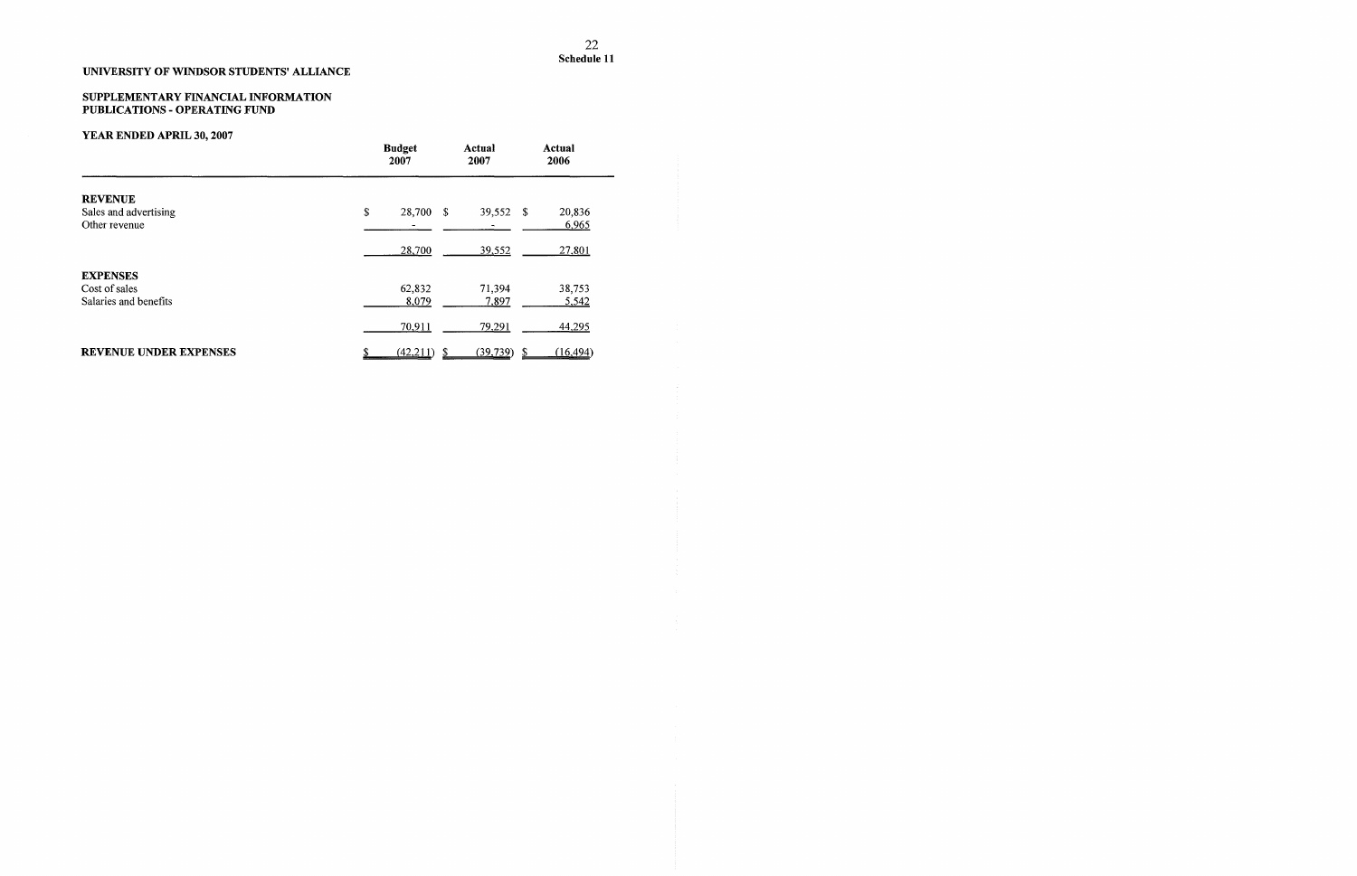Schedule 11

**UNIVERSITY OF WINDSOR STUDENTS' ALLIANCE**

**SUPPLEMENTARY FINANCIAL INFORMATION**
**PUBLICATIONS - OPERATING FUND**

**YEAR ENDED APRIL 30, 2007**

| | Budget 2007 | Actual 2007 | Actual 2006 |
|---|---|---|---|
| **REVENUE** | | | |
| Sales and advertising | $ 28,700 | $ 39,552 | $ 20,836 |
| Other revenue | - | - | 6,965 |
| | 28,700 | 39,552 | 27,801 |
| **EXPENSES** | | | |
| Cost of sales | 62,832 | 71,394 | 38,753 |
| Salaries and benefits | 8,079 | 7,897 | 5,542 |
| | 70,911 | 79,291 | 44,295 |
| **REVENUE UNDER EXPENSES** | $ (42,211) | $ (39,739) | $ (16,494) |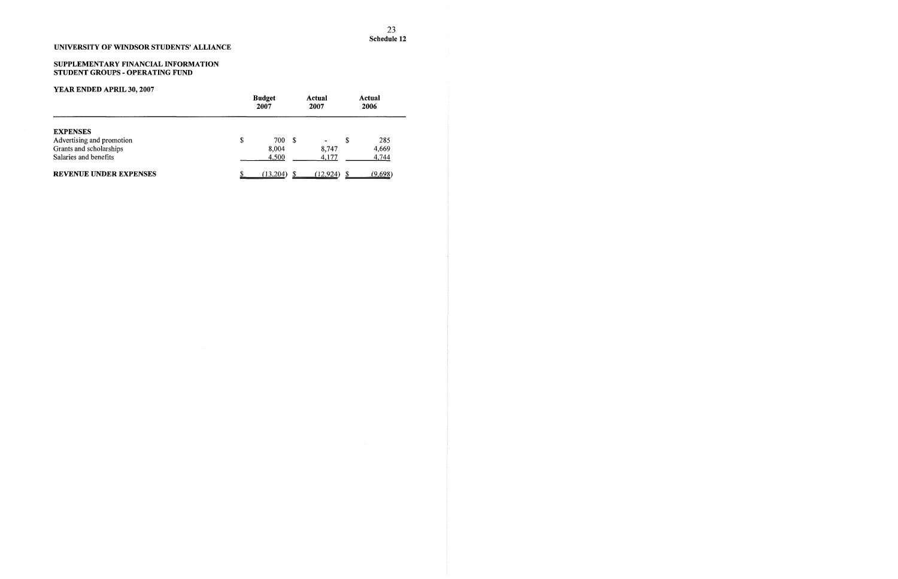**Schedule 12**

**UNIVERSITY OF WINDSOR STUDENTS' ALLIANCE**

**SUPPLEMENTARY FINANCIAL INFORMATION**
**STUDENT GROUPS - OPERATING FUND**

**YEAR ENDED APRIL 30, 2007**

| | Budget 2007 | Actual 2007 | Actual 2006 |
|---|---|---|---|
| **EXPENSES** | | | |
| Advertising and promotion | $ 700 | $ - | $ 285 |
| Grants and scholarships | 8,004 | 8,747 | 4,669 |
| Salaries and benefits | 4,500 | 4,177 | 4,744 |
| **REVENUE UNDER EXPENSES** | $ (13,204) | $ (12,924) | $ (9,698) |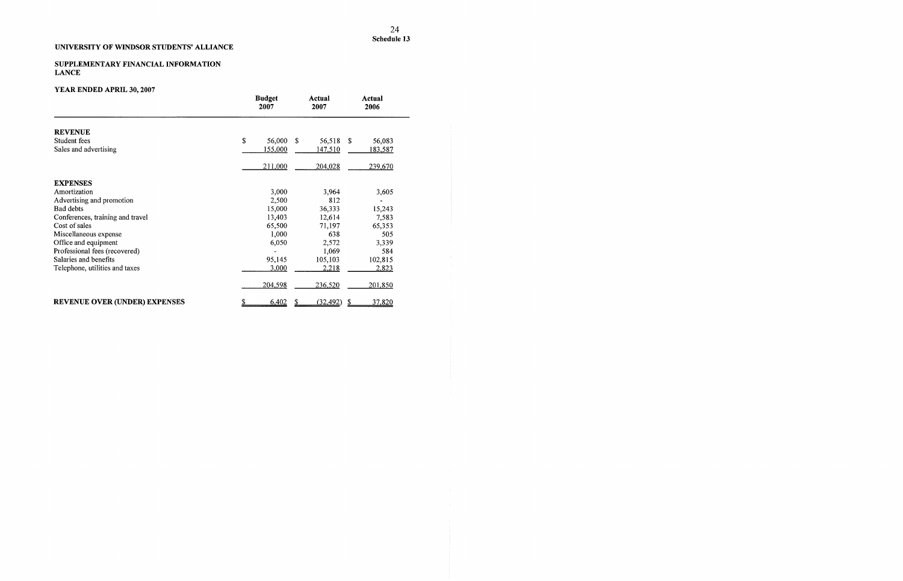Schedule 13

**UNIVERSITY OF WINDSOR STUDENTS' ALLIANCE**

**SUPPLEMENTARY FINANCIAL INFORMATION**
**LANCE**

**YEAR ENDED APRIL 30, 2007**

| | Budget 2007 | Actual 2007 | Actual 2006 |
|---|---|---|---|
| **REVENUE** | | | |
| Student fees | $ 56,000 | $ 56,518 | $ 56,083 |
| Sales and advertising | 155,000 | 147,510 | 183,587 |
| | 211,000 | 204,028 | 239,670 |
| **EXPENSES** | | | |
| Amortization | 3,000 | 3,964 | 3,605 |
| Advertising and promotion | 2,500 | 812 | - |
| Bad debts | 15,000 | 36,333 | 15,243 |
| Conferences, training and travel | 13,403 | 12,614 | 7,583 |
| Cost of sales | 65,500 | 71,197 | 65,353 |
| Miscellaneous expense | 1,000 | 638 | 505 |
| Office and equipment | 6,050 | 2,572 | 3,339 |
| Professional fees (recovered) | - | 1,069 | 584 |
| Salaries and benefits | 95,145 | 105,103 | 102,815 |
| Telephone, utilities and taxes | 3,000 | 2,218 | 2,823 |
| | 204,598 | 236,520 | 201,850 |
| **REVENUE OVER (UNDER) EXPENSES** | $ 6,402 | $ (32,492) | $ 37,820 |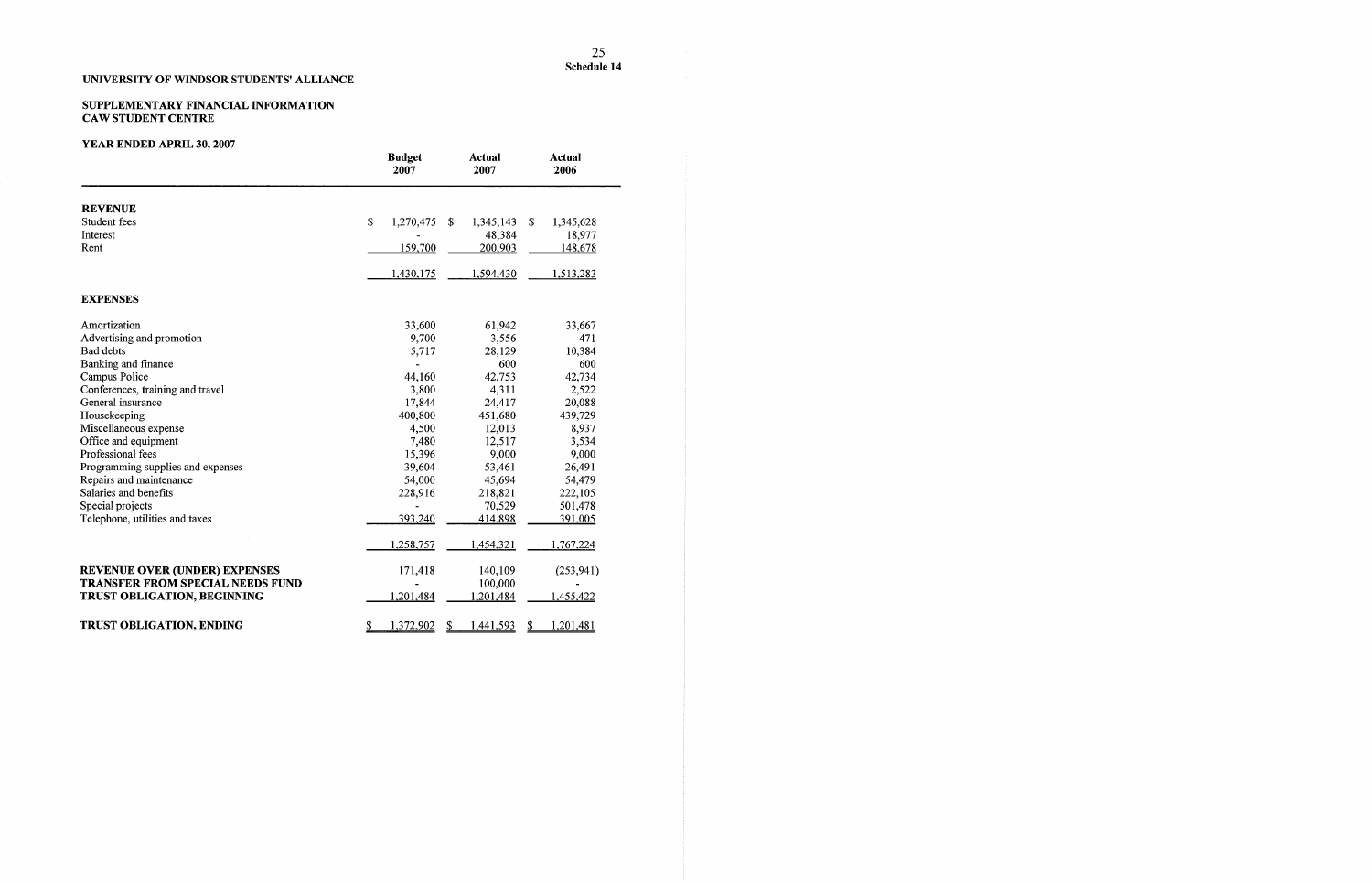Schedule 14

**UNIVERSITY OF WINDSOR STUDENTS' ALLIANCE**

**SUPPLEMENTARY FINANCIAL INFORMATION**
**CAW STUDENT CENTRE**

**YEAR ENDED APRIL 30, 2007**

| | Budget 2007 | Actual 2007 | Actual 2006 |
|---|---|---|---|
| **REVENUE** | | | |
| Student fees | $ 1,270,475 | $ 1,345,143 | $ 1,345,628 |
| Interest | - | 48,384 | 18,977 |
| Rent | 159,700 | 200,903 | 148,678 |
| | 1,430,175 | 1,594,430 | 1,513,283 |
| **EXPENSES** | | | |
| Amortization | 33,600 | 61,942 | 33,667 |
| Advertising and promotion | 9,700 | 3,556 | 471 |
| Bad debts | 5,717 | 28,129 | 10,384 |
| Banking and finance | - | 600 | 600 |
| Campus Police | 44,160 | 42,753 | 42,734 |
| Conferences, training and travel | 3,800 | 4,311 | 2,522 |
| General insurance | 17,844 | 24,417 | 20,088 |
| Housekeeping | 400,800 | 451,680 | 439,729 |
| Miscellaneous expense | 4,500 | 12,013 | 8,937 |
| Office and equipment | 7,480 | 12,517 | 3,534 |
| Professional fees | 15,396 | 9,000 | 9,000 |
| Programming supplies and expenses | 39,604 | 53,461 | 26,491 |
| Repairs and maintenance | 54,000 | 45,694 | 54,479 |
| Salaries and benefits | 228,916 | 218,821 | 222,105 |
| Special projects | - | 70,529 | 501,478 |
| Telephone, utilities and taxes | 393,240 | 414,898 | 391,005 |
| | 1,258,757 | 1,454,321 | 1,767,224 |
| **REVENUE OVER (UNDER) EXPENSES** | 171,418 | 140,109 | (253,941) |
| **TRANSFER FROM SPECIAL NEEDS FUND** | - | 100,000 | - |
| **TRUST OBLIGATION, BEGINNING** | 1,201,484 | 1,201,484 | 1,455,422 |
| **TRUST OBLIGATION, ENDING** | $ 1,372,902 | $ 1,441,593 | $ 1,201,481 |